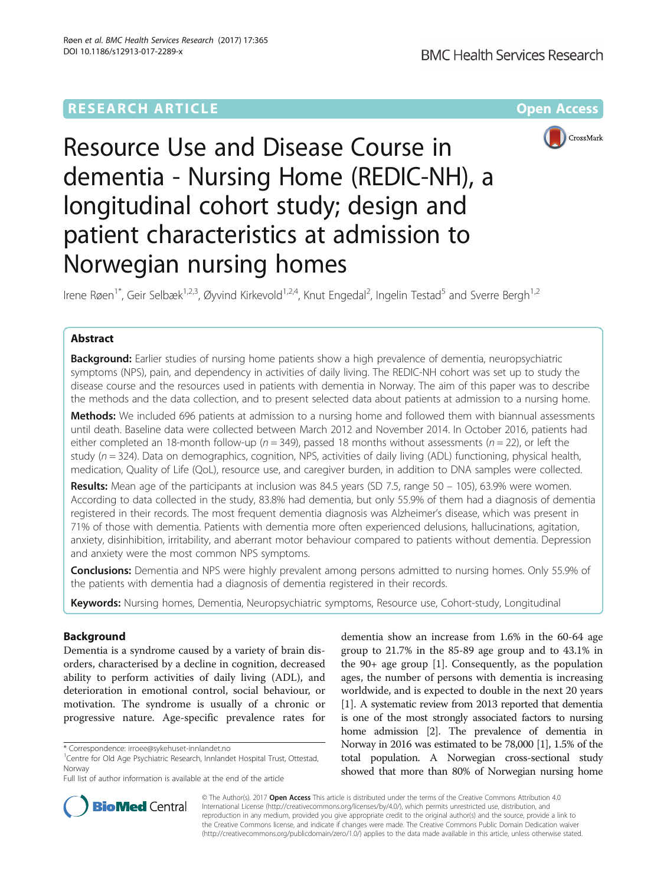RESEARCH ARTICLE

Open Access

# Resource Use and Disease Course in dementia - Nursing Home (REDIC-NH), a longitudinal cohort study; design and patient characteristics at admission to Norwegian nursing homes

Irene Røen[1*], Geir Selbæk[1,2,3], Øyvind Kirkevold[1,2,4], Knut Engedal[2], Ingelin Testad[5] and Sverre Bergh[1,2]

## Abstract

**Background:** Earlier studies of nursing home patients show a high prevalence of dementia, neuropsychiatric symptoms (NPS), pain, and dependency in activities of daily living. The REDIC-NH cohort was set up to study the disease course and the resources used in patients with dementia in Norway. The aim of this paper was to describe the methods and the data collection, and to present selected data about patients at admission to a nursing home.

**Methods:** We included 696 patients at admission to a nursing home and followed them with biannual assessments until death. Baseline data were collected between March 2012 and November 2014. In October 2016, patients had either completed an 18-month follow-up ($n = 349$), passed 18 months without assessments ($n = 22$), or left the study ($n = 324$). Data on demographics, cognition, NPS, activities of daily living (ADL) functioning, physical health, medication, Quality of Life (QoL), resource use, and caregiver burden, in addition to DNA samples were collected.

**Results:** Mean age of the participants at inclusion was 84.5 years (SD 7.5, range 50 – 105), 63.9% were women. According to data collected in the study, 83.8% had dementia, but only 55.9% of them had a diagnosis of dementia registered in their records. The most frequent dementia diagnosis was Alzheimer's disease, which was present in 71% of those with dementia. Patients with dementia more often experienced delusions, hallucinations, agitation, anxiety, disinhibition, irritability, and aberrant motor behaviour compared to patients without dementia. Depression and anxiety were the most common NPS symptoms.

**Conclusions:** Dementia and NPS were highly prevalent among persons admitted to nursing homes. Only 55.9% of the patients with dementia had a diagnosis of dementia registered in their records.

**Keywords:** Nursing homes, Dementia, Neuropsychiatric symptoms, Resource use, Cohort-study, Longitudinal

## Background

Dementia is a syndrome caused by a variety of brain disorders, characterised by a decline in cognition, decreased ability to perform activities of daily living (ADL), and deterioration in emotional control, social behaviour, or motivation. The syndrome is usually of a chronic or progressive nature. Age-specific prevalence rates for dementia show an increase from 1.6% in the 60-64 age group to 21.7% in the 85-89 age group and to 43.1% in the 90+ age group [1]. Consequently, as the population ages, the number of persons with dementia is increasing worldwide, and is expected to double in the next 20 years [1]. A systematic review from 2013 reported that dementia is one of the most strongly associated factors to nursing home admission [2]. The prevalence of dementia in Norway in 2016 was estimated to be 78,000 [1], 1.5% of the total population. A Norwegian cross-sectional study showed that more than 80% of Norwegian nursing home

* Correspondence: irroee@sykehuset-innlandet.no
[1]Centre for Old Age Psychiatric Research, Innlandet Hospital Trust, Ottestad, Norway
Full list of author information is available at the end of the article

© The Author(s). 2017 **Open Access** This article is distributed under the terms of the Creative Commons Attribution 4.0 International License (http://creativecommons.org/licenses/by/4.0/), which permits unrestricted use, distribution, and reproduction in any medium, provided you give appropriate credit to the original author(s) and the source, provide a link to the Creative Commons license, and indicate if changes were made. The Creative Commons Public Domain Dedication waiver (http://creativecommons.org/publicdomain/zero/1.0/) applies to the data made available in this article, unless otherwise stated.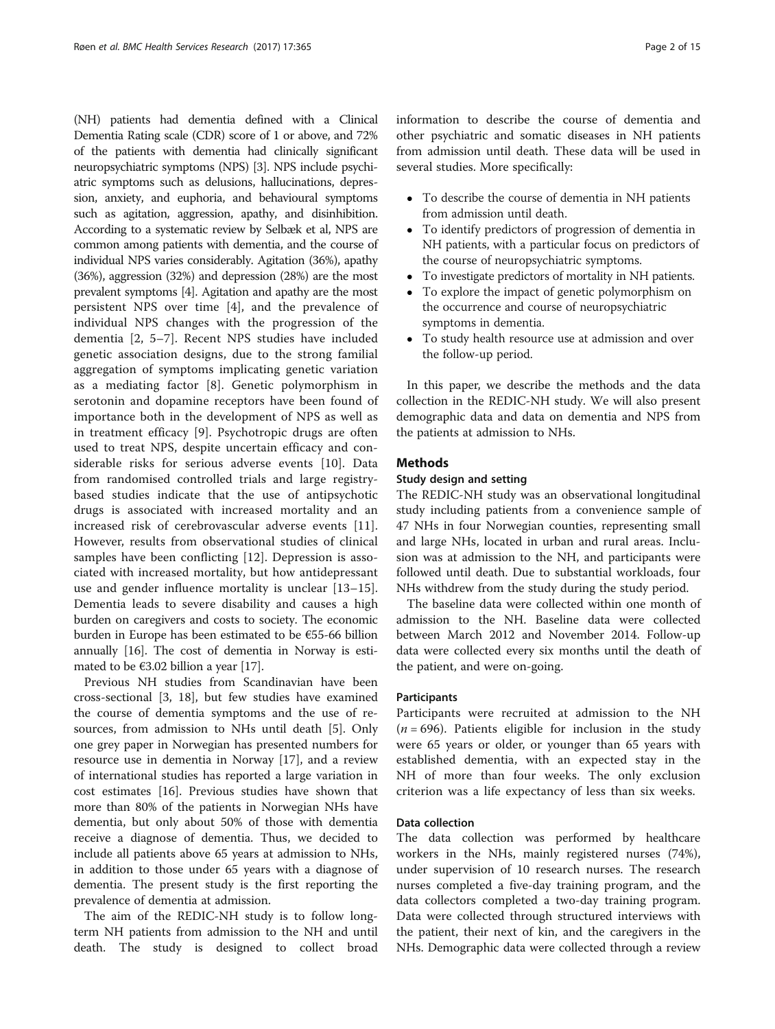(NH) patients had dementia defined with a Clinical Dementia Rating scale (CDR) score of 1 or above, and 72% of the patients with dementia had clinically significant neuropsychiatric symptoms (NPS) [3]. NPS include psychiatric symptoms such as delusions, hallucinations, depression, anxiety, and euphoria, and behavioural symptoms such as agitation, aggression, apathy, and disinhibition. According to a systematic review by Selbæk et al, NPS are common among patients with dementia, and the course of individual NPS varies considerably. Agitation (36%), apathy (36%), aggression (32%) and depression (28%) are the most prevalent symptoms [4]. Agitation and apathy are the most persistent NPS over time [4], and the prevalence of individual NPS changes with the progression of the dementia [2, 5–7]. Recent NPS studies have included genetic association designs, due to the strong familial aggregation of symptoms implicating genetic variation as a mediating factor [8]. Genetic polymorphism in serotonin and dopamine receptors have been found of importance both in the development of NPS as well as in treatment efficacy [9]. Psychotropic drugs are often used to treat NPS, despite uncertain efficacy and considerable risks for serious adverse events [10]. Data from randomised controlled trials and large registry-based studies indicate that the use of antipsychotic drugs is associated with increased mortality and an increased risk of cerebrovascular adverse events [11]. However, results from observational studies of clinical samples have been conflicting [12]. Depression is associated with increased mortality, but how antidepressant use and gender influence mortality is unclear [13–15]. Dementia leads to severe disability and causes a high burden on caregivers and costs to society. The economic burden in Europe has been estimated to be €55-66 billion annually [16]. The cost of dementia in Norway is estimated to be €3.02 billion a year [17].

Previous NH studies from Scandinavian have been cross-sectional [3, 18], but few studies have examined the course of dementia symptoms and the use of resources, from admission to NHs until death [5]. Only one grey paper in Norwegian has presented numbers for resource use in dementia in Norway [17], and a review of international studies has reported a large variation in cost estimates [16]. Previous studies have shown that more than 80% of the patients in Norwegian NHs have dementia, but only about 50% of those with dementia receive a diagnose of dementia. Thus, we decided to include all patients above 65 years at admission to NHs, in addition to those under 65 years with a diagnose of dementia. The present study is the first reporting the prevalence of dementia at admission.

The aim of the REDIC-NH study is to follow long-term NH patients from admission to the NH and until death. The study is designed to collect broad information to describe the course of dementia and other psychiatric and somatic diseases in NH patients from admission until death. These data will be used in several studies. More specifically:

- To describe the course of dementia in NH patients from admission until death.
- To identify predictors of progression of dementia in NH patients, with a particular focus on predictors of the course of neuropsychiatric symptoms.
- To investigate predictors of mortality in NH patients.
- To explore the impact of genetic polymorphism on the occurrence and course of neuropsychiatric symptoms in dementia.
- To study health resource use at admission and over the follow-up period.

In this paper, we describe the methods and the data collection in the REDIC-NH study. We will also present demographic data and data on dementia and NPS from the patients at admission to NHs.

## Methods

### Study design and setting

The REDIC-NH study was an observational longitudinal study including patients from a convenience sample of 47 NHs in four Norwegian counties, representing small and large NHs, located in urban and rural areas. Inclusion was at admission to the NH, and participants were followed until death. Due to substantial workloads, four NHs withdrew from the study during the study period.

The baseline data were collected within one month of admission to the NH. Baseline data were collected between March 2012 and November 2014. Follow-up data were collected every six months until the death of the patient, and were on-going.

### Participants

Participants were recruited at admission to the NH ($n = 696$). Patients eligible for inclusion in the study were 65 years or older, or younger than 65 years with established dementia, with an expected stay in the NH of more than four weeks. The only exclusion criterion was a life expectancy of less than six weeks.

### Data collection

The data collection was performed by healthcare workers in the NHs, mainly registered nurses (74%), under supervision of 10 research nurses. The research nurses completed a five-day training program, and the data collectors completed a two-day training program. Data were collected through structured interviews with the patient, their next of kin, and the caregivers in the NHs. Demographic data were collected through a review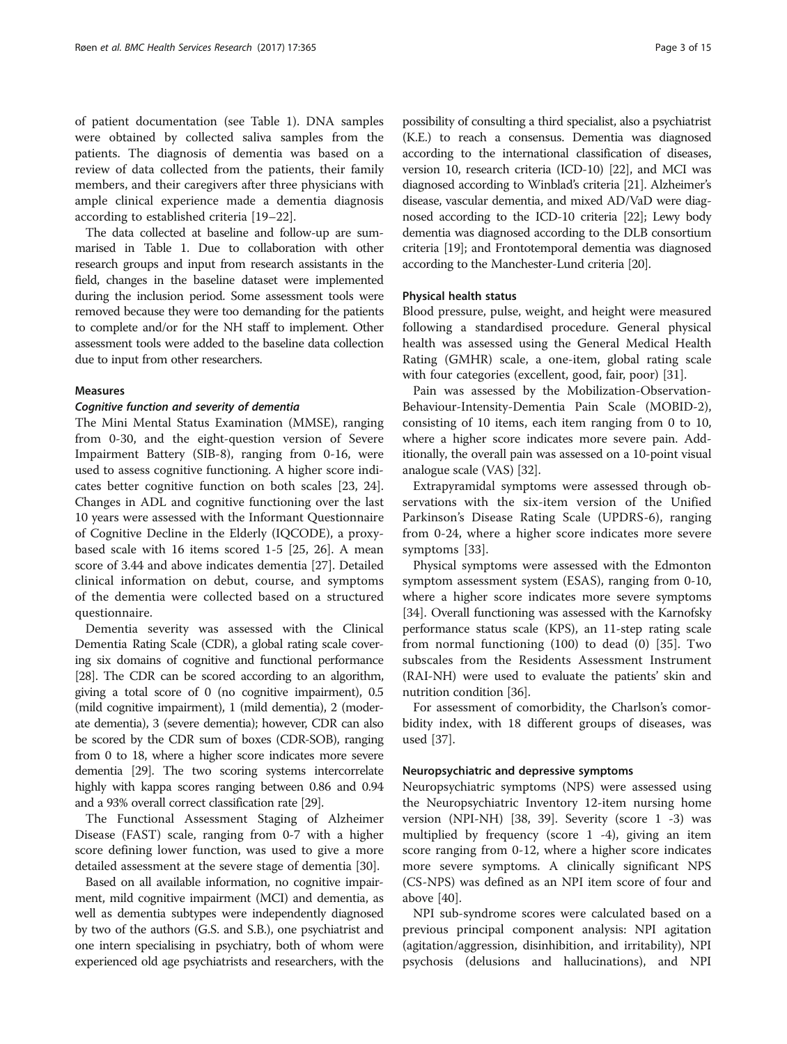of patient documentation (see Table 1). DNA samples were obtained by collected saliva samples from the patients. The diagnosis of dementia was based on a review of data collected from the patients, their family members, and their caregivers after three physicians with ample clinical experience made a dementia diagnosis according to established criteria [19–22].

The data collected at baseline and follow-up are summarised in Table 1. Due to collaboration with other research groups and input from research assistants in the field, changes in the baseline dataset were implemented during the inclusion period. Some assessment tools were removed because they were too demanding for the patients to complete and/or for the NH staff to implement. Other assessment tools were added to the baseline data collection due to input from other researchers.

## Measures

### *Cognitive function and severity of dementia*

The Mini Mental Status Examination (MMSE), ranging from 0-30, and the eight-question version of Severe Impairment Battery (SIB-8), ranging from 0-16, were used to assess cognitive functioning. A higher score indicates better cognitive function on both scales [23, 24]. Changes in ADL and cognitive functioning over the last 10 years were assessed with the Informant Questionnaire of Cognitive Decline in the Elderly (IQCODE), a proxy-based scale with 16 items scored 1-5 [25, 26]. A mean score of 3.44 and above indicates dementia [27]. Detailed clinical information on debut, course, and symptoms of the dementia were collected based on a structured questionnaire.

Dementia severity was assessed with the Clinical Dementia Rating Scale (CDR), a global rating scale covering six domains of cognitive and functional performance [28]. The CDR can be scored according to an algorithm, giving a total score of 0 (no cognitive impairment), 0.5 (mild cognitive impairment), 1 (mild dementia), 2 (moderate dementia), 3 (severe dementia); however, CDR can also be scored by the CDR sum of boxes (CDR-SOB), ranging from 0 to 18, where a higher score indicates more severe dementia [29]. The two scoring systems intercorrelate highly with kappa scores ranging between 0.86 and 0.94 and a 93% overall correct classification rate [29].

The Functional Assessment Staging of Alzheimer Disease (FAST) scale, ranging from 0-7 with a higher score defining lower function, was used to give a more detailed assessment at the severe stage of dementia [30].

Based on all available information, no cognitive impairment, mild cognitive impairment (MCI) and dementia, as well as dementia subtypes were independently diagnosed by two of the authors (G.S. and S.B.), one psychiatrist and one intern specialising in psychiatry, both of whom were experienced old age psychiatrists and researchers, with the possibility of consulting a third specialist, also a psychiatrist (K.E.) to reach a consensus. Dementia was diagnosed according to the international classification of diseases, version 10, research criteria (ICD-10) [22], and MCI was diagnosed according to Winblad's criteria [21]. Alzheimer's disease, vascular dementia, and mixed AD/VaD were diagnosed according to the ICD-10 criteria [22]; Lewy body dementia was diagnosed according to the DLB consortium criteria [19]; and Frontotemporal dementia was diagnosed according to the Manchester-Lund criteria [20].

### Physical health status

Blood pressure, pulse, weight, and height were measured following a standardised procedure. General physical health was assessed using the General Medical Health Rating (GMHR) scale, a one-item, global rating scale with four categories (excellent, good, fair, poor) [31].

Pain was assessed by the Mobilization-Observation-Behaviour-Intensity-Dementia Pain Scale (MOBID-2), consisting of 10 items, each item ranging from 0 to 10, where a higher score indicates more severe pain. Additionally, the overall pain was assessed on a 10-point visual analogue scale (VAS) [32].

Extrapyramidal symptoms were assessed through observations with the six-item version of the Unified Parkinson's Disease Rating Scale (UPDRS-6), ranging from 0-24, where a higher score indicates more severe symptoms [33].

Physical symptoms were assessed with the Edmonton symptom assessment system (ESAS), ranging from 0-10, where a higher score indicates more severe symptoms [34]. Overall functioning was assessed with the Karnofsky performance status scale (KPS), an 11-step rating scale from normal functioning (100) to dead (0) [35]. Two subscales from the Residents Assessment Instrument (RAI-NH) were used to evaluate the patients' skin and nutrition condition [36].

For assessment of comorbidity, the Charlson's comorbidity index, with 18 different groups of diseases, was used [37].

### Neuropsychiatric and depressive symptoms

Neuropsychiatric symptoms (NPS) were assessed using the Neuropsychiatric Inventory 12-item nursing home version (NPI-NH) [38, 39]. Severity (score 1 -3) was multiplied by frequency (score 1 -4), giving an item score ranging from 0-12, where a higher score indicates more severe symptoms. A clinically significant NPS (CS-NPS) was defined as an NPI item score of four and above [40].

NPI sub-syndrome scores were calculated based on a previous principal component analysis: NPI agitation (agitation/aggression, disinhibition, and irritability), NPI psychosis (delusions and hallucinations), and NPI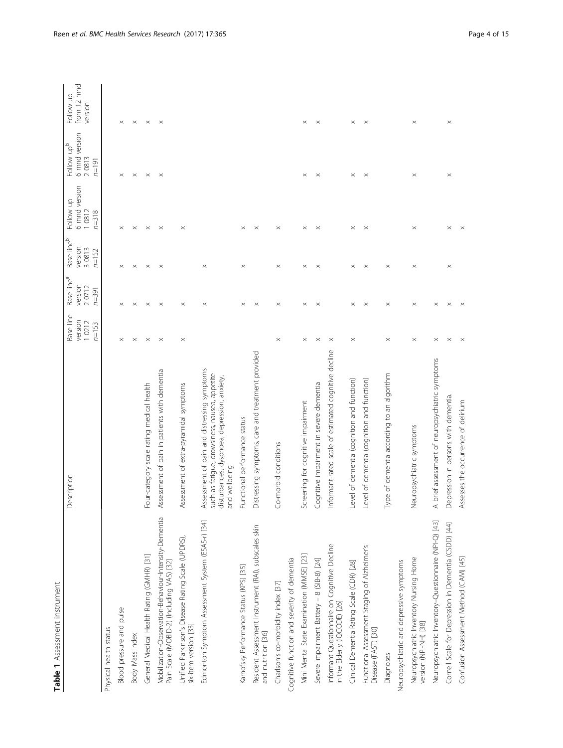**Table 1** Assessment instrument

| | Description | Base-line version 1 0212 $n$=153 | Base-line[a] version 2 0712 $n$=391 | Base-line[b] version 3 0813 $n$=152 | Follow up 6 mnd version 1 0812 $n$=318 | Follow up[b] 6 mnd version 2 0813 $n$=191 | Follow up from 12 mnd version |
|---|---|---|---|---|---|---|---|
| Physical health status | | | | | | | |
| Blood pressure and pulse | | × | × | × | × | × | × |
| Body Mass Index | | × | × | × | × | × | × |
| General Medical Health Rating (GMHR) [31] | Four-category scale rating medical health | × | × | × | × | × | × |
| Mobilization-Observation-Behaviour-Intensity-Dementia Pain Scale (MOBID-2) (Including VAS) [32] | Assessment of pain in patients with dementia | × | × | × | × | × | × |
| Unified Parkinson's Disease Rating Scale (UPDRS), six-item version [33] | Assessment of extra-pyramidal symptoms | × | × | | × | | |
| Edmonton Symptom Assessment System (ESAS-r) [34] | Assessment of pain and distressing symptoms such as fatigue, drowsiness, nausea, appetite disturbances, dyspnoea, depression, anxiety, and wellbeing | | × | × | | | |
| Karnofsky Performance Status (KPS) [35] | Functional performance status | | × | × | × | | |
| Resident Assessment Instrument (RAI), subscales skin and nutrition [36] | Distressing symptoms, care and treatment provided | | × | | × | | |
| Charlson's co-morbidity index [37] | Co-morbid conditions | × | × | × | × | | |
| Cognitive function and severity of dementia | | | | | | | |
| Mini Mental State Examination (MMSE) [23] | Screening for cognitive impairment | × | × | × | × | × | × |
| Severe Impairment Battery – 8 (SIB-8) [24] | Cognitive impairment in severe dementia | × | × | × | × | × | × |
| Informant Questionnaire on Cognitive Decline in the Elderly (IQCODE) [26] | Informant-rated scale of estimated cognitive decline | × | | | | | |
| Clinical Dementia Rating Scale (CDR) [28] | Level of dementia (cognition and function) | × | × | × | × | × | × |
| Functional Assessment Staging of Alzheimer's Disease (FAST) [30] | Level of dementia (cognition and function) | | × | × | × | × | × |
| Diagnoses | Type of dementia according to an algorithm | × | × | × | | | |
| Neuropsychiatric and depressive symptoms | | | | | | | |
| Neuropsychiatric Inventory Nursing Home version (NPI-NH) [38] | Neuropsychiatric symptoms | × | × | × | × | × | × |
| Neuropsychiatric Inventory–Questionnaire (NPI-Q) [43] | A brief assessment of neuropsychiatric symptoms | × | × | | | | |
| Cornell Scale for Depression in Dementia (CSDD) [44] | Depression in persons with dementia. | × | × | × | × | × | × |
| Confusion Assessment Method (CAM) [45] | Assesses the occurrence of delirium | × | × | | × | | |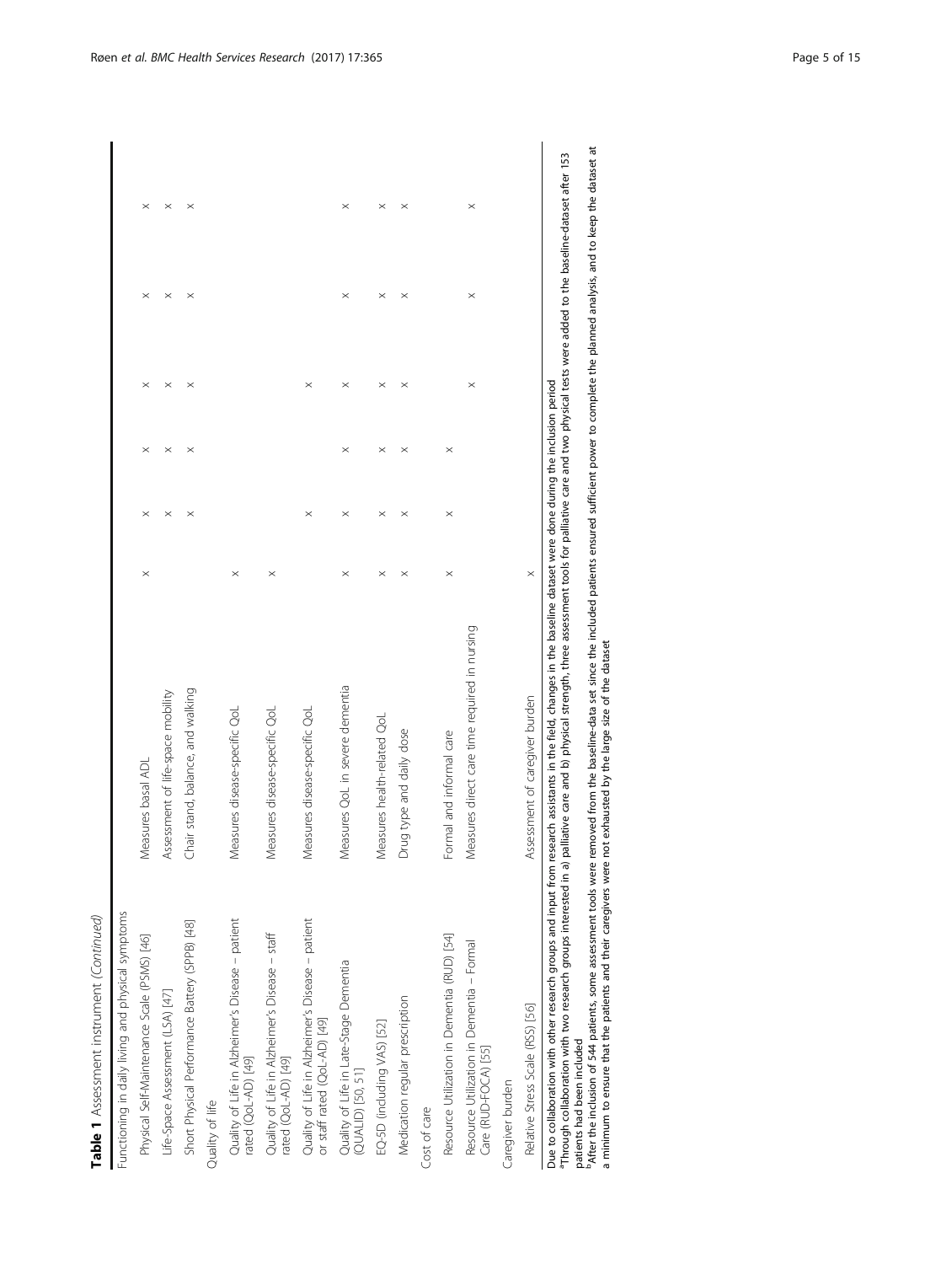**Table 1** Assessment instrument *(Continued)*

| | | | | | | | |
|---|---|---|---|---|---|---|---|
| Functioning in daily living and physical symptoms | | | | | | | |
| Physical Self-Maintenance Scale (PSMS) [46] | Measures basal ADL | × | × | × | × | × | × |
| Life-Space Assessment (LSA) [47] | Assessment of life-space mobility | | × | × | × | × | × |
| Short Physical Performance Battery (SPPB) [48] | Chair stand, balance, and walking | | × | × | × | × | × |
| Quality of life | | | | | | | |
| Quality of Life in Alzheimer's Disease – patient rated (QoL-AD) [49] | Measures disease-specific QoL | × | | | | | |
| Quality of Life in Alzheimer's Disease – staff rated (QoL-AD) [49] | Measures disease-specific QoL | × | | | | | |
| Quality of Life in Alzheimer's Disease – patient or staff rated (QoL-AD) [49] | Measures disease-specific QoL | | × | | × | | |
| Quality of Life in Late-Stage Dementia (QUALID) [50, 51] | Measures QoL in severe dementia | × | × | × | × | × | × |
| EQ-5D (including VAS) [52] | Measures health-related QoL | × | × | × | × | × | × |
| Medication regular prescription | Drug type and daily dose | × | × | × | × | × | × |
| Cost of care | | | | | | | |
| Resource Utilization in Dementia (RUD) [54] | Formal and informal care | × | × | × | | | |
| Resource Utilization in Dementia – Formal Care (RUD-FOCA) [55] | Measures direct care time required in nursing | | | | × | × | × |
| Caregiver burden | | | | | | | |
| Relative Stress Scale (RSS) [56] | Assessment of caregiver burden | × | | | | | |

Due to collaboration with other research groups and input from research assistants in the field, changes in the baseline dataset were done during the inclusion period
[a]Through collaboration with two research groups interested in a) palliative care and b) physical strength, three assessment tools for palliative care and two physical tests were added to the baseline-dataset after 153 patients had been included
[b]After the inclusion of 544 patients, some assessment tools were removed from the baseline-data set since the included patients ensured sufficient power to complete the planned analysis, and to keep the dataset at a minimum to ensure that the patients and their caregivers were not exhausted by the large size of the dataset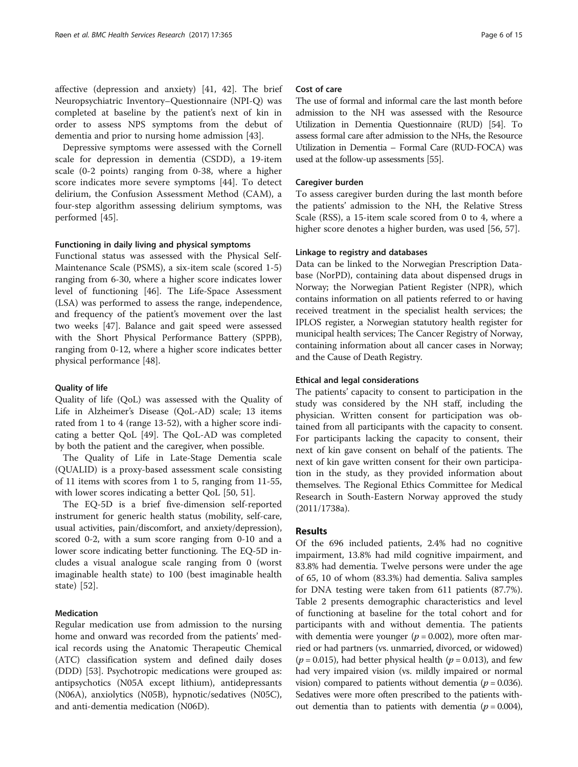affective (depression and anxiety) [41, 42]. The brief Neuropsychiatric Inventory–Questionnaire (NPI-Q) was completed at baseline by the patient's next of kin in order to assess NPS symptoms from the debut of dementia and prior to nursing home admission [43].

Depressive symptoms were assessed with the Cornell scale for depression in dementia (CSDD), a 19-item scale (0-2 points) ranging from 0-38, where a higher score indicates more severe symptoms [44]. To detect delirium, the Confusion Assessment Method (CAM), a four-step algorithm assessing delirium symptoms, was performed [45].

#### Functioning in daily living and physical symptoms

Functional status was assessed with the Physical Self-Maintenance Scale (PSMS), a six-item scale (scored 1-5) ranging from 6-30, where a higher score indicates lower level of functioning [46]. The Life-Space Assessment (LSA) was performed to assess the range, independence, and frequency of the patient's movement over the last two weeks [47]. Balance and gait speed were assessed with the Short Physical Performance Battery (SPPB), ranging from 0-12, where a higher score indicates better physical performance [48].

#### Quality of life

Quality of life (QoL) was assessed with the Quality of Life in Alzheimer's Disease (QoL-AD) scale; 13 items rated from 1 to 4 (range 13-52), with a higher score indicating a better QoL [49]. The QoL-AD was completed by both the patient and the caregiver, when possible.

The Quality of Life in Late-Stage Dementia scale (QUALID) is a proxy-based assessment scale consisting of 11 items with scores from 1 to 5, ranging from 11-55, with lower scores indicating a better QoL [50, 51].

The EQ-5D is a brief five-dimension self-reported instrument for generic health status (mobility, self-care, usual activities, pain/discomfort, and anxiety/depression), scored 0-2, with a sum score ranging from 0-10 and a lower score indicating better functioning. The EQ-5D includes a visual analogue scale ranging from 0 (worst imaginable health state) to 100 (best imaginable health state) [52].

#### Medication

Regular medication use from admission to the nursing home and onward was recorded from the patients' medical records using the Anatomic Therapeutic Chemical (ATC) classification system and defined daily doses (DDD) [53]. Psychotropic medications were grouped as: antipsychotics (N05A except lithium), antidepressants (N06A), anxiolytics (N05B), hypnotic/sedatives (N05C), and anti-dementia medication (N06D).

#### Cost of care

The use of formal and informal care the last month before admission to the NH was assessed with the Resource Utilization in Dementia Questionnaire (RUD) [54]. To assess formal care after admission to the NHs, the Resource Utilization in Dementia – Formal Care (RUD-FOCA) was used at the follow-up assessments [55].

#### Caregiver burden

To assess caregiver burden during the last month before the patients' admission to the NH, the Relative Stress Scale (RSS), a 15-item scale scored from 0 to 4, where a higher score denotes a higher burden, was used [56, 57].

#### Linkage to registry and databases

Data can be linked to the Norwegian Prescription Database (NorPD), containing data about dispensed drugs in Norway; the Norwegian Patient Register (NPR), which contains information on all patients referred to or having received treatment in the specialist health services; the IPLOS register, a Norwegian statutory health register for municipal health services; The Cancer Registry of Norway, containing information about all cancer cases in Norway; and the Cause of Death Registry.

#### Ethical and legal considerations

The patients' capacity to consent to participation in the study was considered by the NH staff, including the physician. Written consent for participation was obtained from all participants with the capacity to consent. For participants lacking the capacity to consent, their next of kin gave consent on behalf of the patients. The next of kin gave written consent for their own participation in the study, as they provided information about themselves. The Regional Ethics Committee for Medical Research in South-Eastern Norway approved the study (2011/1738a).

## Results

Of the 696 included patients, 2.4% had no cognitive impairment, 13.8% had mild cognitive impairment, and 83.8% had dementia. Twelve persons were under the age of 65, 10 of whom (83.3%) had dementia. Saliva samples for DNA testing were taken from 611 patients (87.7%). Table 2 presents demographic characteristics and level of functioning at baseline for the total cohort and for participants with and without dementia. The patients with dementia were younger ($p = 0.002$), more often married or had partners (vs. unmarried, divorced, or widowed) ($p = 0.015$), had better physical health ($p = 0.013$), and few had very impaired vision (vs. mildly impaired or normal vision) compared to patients without dementia ($p = 0.036$). Sedatives were more often prescribed to the patients without dementia than to patients with dementia ($p = 0.004$),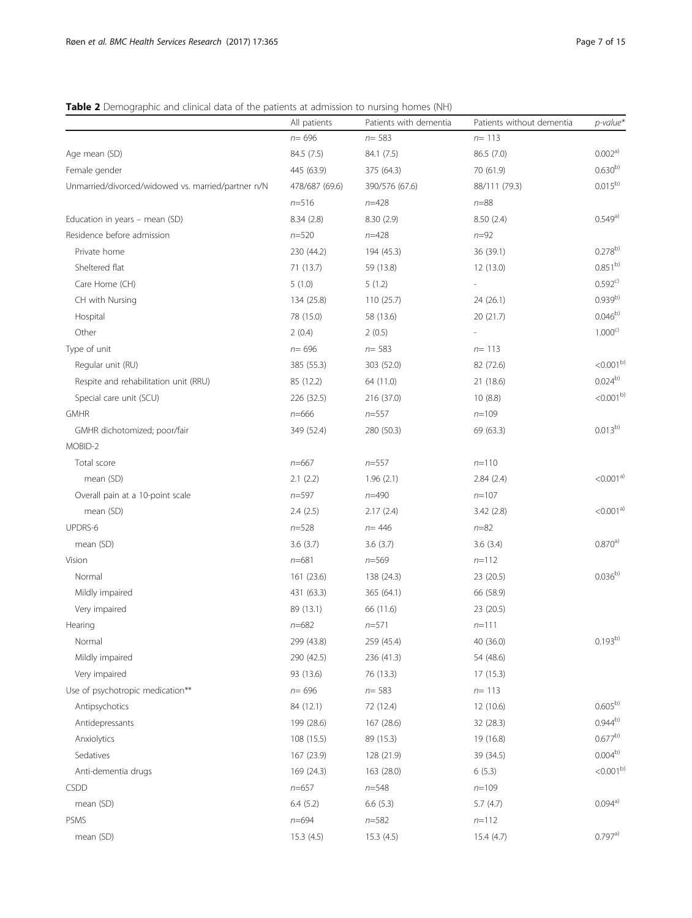**Table 2** Demographic and clinical data of the patients at admission to nursing homes (NH)

| | All patients | Patients with dementia | Patients without dementia | *p-value\** |
|---|---|---|---|---|
| | n= 696 | n= 583 | n= 113 | |
| Age mean (SD) | 84.5 (7.5) | 84.1 (7.5) | 86.5 (7.0) | 0.002[a)] |
| Female gender | 445 (63.9) | 375 (64.3) | 70 (61.9) | 0.630[b)] |
| Unmarried/divorced/widowed vs. married/partner n/N | 478/687 (69.6) | 390/576 (67.6) | 88/111 (79.3) | 0.015[b)] |
| | n=516 | n=428 | n=88 | |
| Education in years – mean (SD) | 8.34 (2.8) | 8.30 (2.9) | 8.50 (2.4) | 0.549[a)] |
| Residence before admission | n=520 | n=428 | n=92 | |
| Private home | 230 (44.2) | 194 (45.3) | 36 (39.1) | 0.278[b)] |
| Sheltered flat | 71 (13.7) | 59 (13.8) | 12 (13.0) | 0.851[b)] |
| Care Home (CH) | 5 (1.0) | 5 (1.2) | - | 0.592[c)] |
| CH with Nursing | 134 (25.8) | 110 (25.7) | 24 (26.1) | 0.939[b)] |
| Hospital | 78 (15.0) | 58 (13.6) | 20 (21.7) | 0.046[b)] |
| Other | 2 (0.4) | 2 (0.5) | - | 1.000[c)] |
| Type of unit | n= 696 | n= 583 | n= 113 | |
| Regular unit (RU) | 385 (55.3) | 303 (52.0) | 82 (72.6) | <0.001[b)] |
| Respite and rehabilitation unit (RRU) | 85 (12.2) | 64 (11.0) | 21 (18.6) | 0.024[b)] |
| Special care unit (SCU) | 226 (32.5) | 216 (37.0) | 10 (8.8) | <0.001[b)] |
| GMHR | n=666 | n=557 | n=109 | |
| GMHR dichotomized; poor/fair | 349 (52.4) | 280 (50.3) | 69 (63.3) | 0.013[b)] |
| MOBID-2 | | | | |
| Total score | n=667 | n=557 | n=110 | |
| mean (SD) | 2.1 (2.2) | 1.96 (2.1) | 2.84 (2.4) | <0.001[a)] |
| Overall pain at a 10-point scale | n=597 | n=490 | n=107 | |
| mean (SD) | 2.4 (2.5) | 2.17 (2.4) | 3.42 (2.8) | <0.001[a)] |
| UPDRS-6 | n=528 | n= 446 | n=82 | |
| mean (SD) | 3.6 (3.7) | 3.6 (3.7) | 3.6 (3.4) | 0.870[a)] |
| Vision | n=681 | n=569 | n=112 | |
| Normal | 161 (23.6) | 138 (24.3) | 23 (20.5) | 0.036[b)] |
| Mildly impaired | 431 (63.3) | 365 (64.1) | 66 (58.9) | |
| Very impaired | 89 (13.1) | 66 (11.6) | 23 (20.5) | |
| Hearing | n=682 | n=571 | n=111 | |
| Normal | 299 (43.8) | 259 (45.4) | 40 (36.0) | 0.193[b)] |
| Mildly impaired | 290 (42.5) | 236 (41.3) | 54 (48.6) | |
| Very impaired | 93 (13.6) | 76 (13.3) | 17 (15.3) | |
| Use of psychotropic medication\*\* | n= 696 | n= 583 | n= 113 | |
| Antipsychotics | 84 (12.1) | 72 (12.4) | 12 (10.6) | 0.605[b)] |
| Antidepressants | 199 (28.6) | 167 (28.6) | 32 (28.3) | 0.944[b)] |
| Anxiolytics | 108 (15.5) | 89 (15.3) | 19 (16.8) | 0.677[b)] |
| Sedatives | 167 (23.9) | 128 (21.9) | 39 (34.5) | 0.004[b)] |
| Anti-dementia drugs | 169 (24.3) | 163 (28.0) | 6 (5.3) | <0.001[b)] |
| CSDD | n=657 | n=548 | n=109 | |
| mean (SD) | 6.4 (5.2) | 6.6 (5.3) | 5.7 (4.7) | 0.094[a)] |
| PSMS | n=694 | n=582 | n=112 | |
| mean (SD) | 15.3 (4.5) | 15.3 (4.5) | 15.4 (4.7) | 0.797[a)] |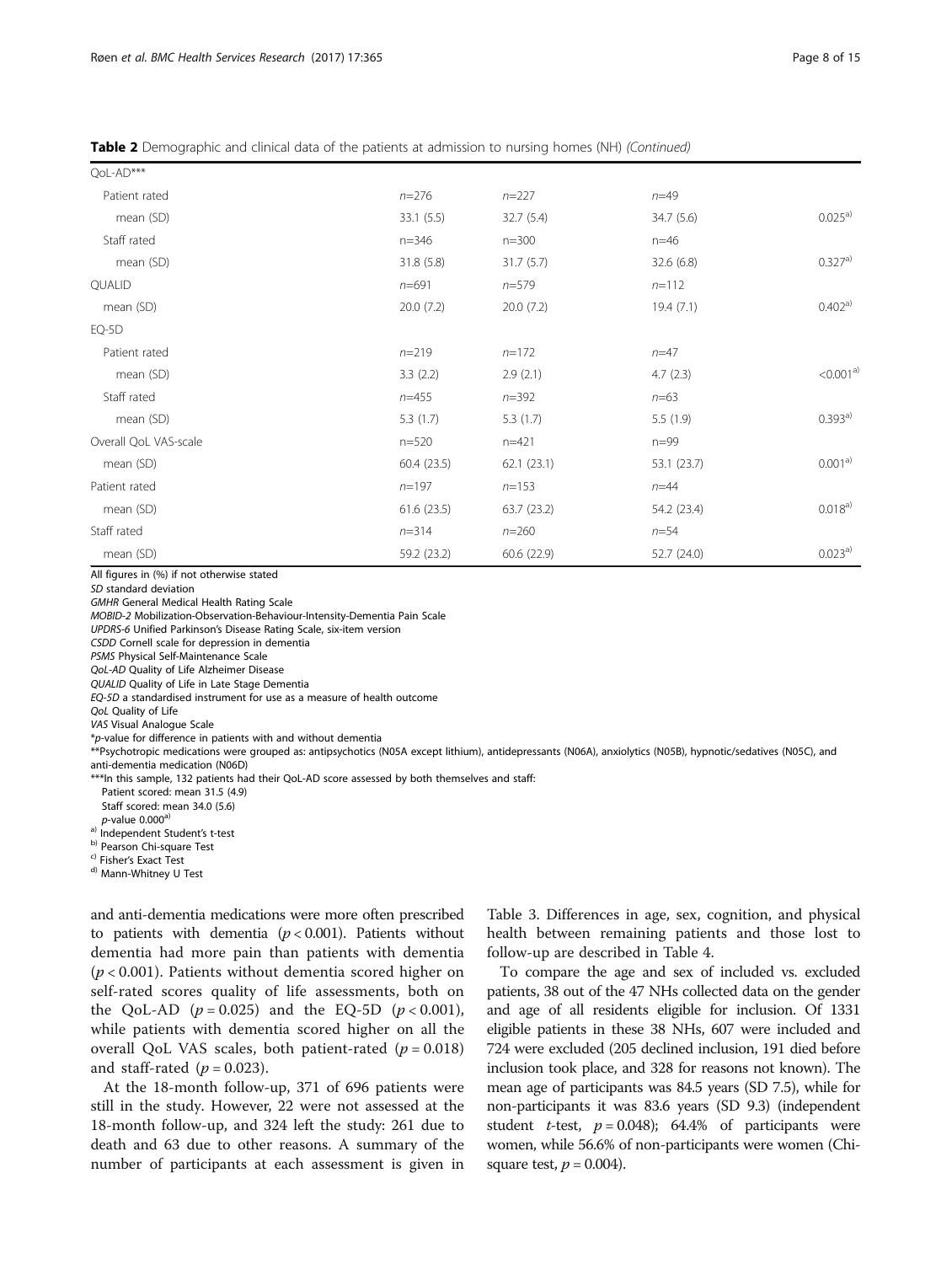**Table 2** Demographic and clinical data of the patients at admission to nursing homes (NH) *(Continued)*

| | | | | |
|---|---|---|---|---|
| QoL-AD*** | | | | |
| Patient rated | $n$=276 | $n$=227 | $n$=49 | |
| mean (SD) | 33.1 (5.5) | 32.7 (5.4) | 34.7 (5.6) | 0.025[a)] |
| Staff rated | n=346 | n=300 | n=46 | |
| mean (SD) | 31.8 (5.8) | 31.7 (5.7) | 32.6 (6.8) | 0.327[a)] |
| QUALID | $n$=691 | $n$=579 | $n$=112 | |
| mean (SD) | 20.0 (7.2) | 20.0 (7.2) | 19.4 (7.1) | 0.402[a)] |
| EQ-5D | | | | |
| Patient rated | $n$=219 | $n$=172 | $n$=47 | |
| mean (SD) | 3.3 (2.2) | 2.9 (2.1) | 4.7 (2.3) | <0.001[a)] |
| Staff rated | $n$=455 | $n$=392 | $n$=63 | |
| mean (SD) | 5.3 (1.7) | 5.3 (1.7) | 5.5 (1.9) | 0.393[a)] |
| Overall QoL VAS-scale | n=520 | n=421 | n=99 | |
| mean (SD) | 60.4 (23.5) | 62.1 (23.1) | 53.1 (23.7) | 0.001[a)] |
| Patient rated | $n$=197 | $n$=153 | $n$=44 | |
| mean (SD) | 61.6 (23.5) | 63.7 (23.2) | 54.2 (23.4) | 0.018[a)] |
| Staff rated | $n$=314 | $n$=260 | $n$=54 | |
| mean (SD) | 59.2 (23.2) | 60.6 (22.9) | 52.7 (24.0) | 0.023[a)] |

All figures in (%) if not otherwise stated
*SD* standard deviation
*GMHR* General Medical Health Rating Scale
*MOBID-2* Mobilization-Observation-Behaviour-Intensity-Dementia Pain Scale
*UPDRS-6* Unified Parkinson's Disease Rating Scale, six-item version
*CSDD* Cornell scale for depression in dementia
*PSMS* Physical Self-Maintenance Scale
*QoL-AD* Quality of Life Alzheimer Disease
*QUALID* Quality of Life in Late Stage Dementia
*EQ-5D* a standardised instrument for use as a measure of health outcome
*QoL* Quality of Life
*VAS* Visual Analogue Scale
*$p$-value for difference in patients with and without dementia
**Psychotropic medications were grouped as: antipsychotics (N05A except lithium), antidepressants (N06A), anxiolytics (N05B), hypnotic/sedatives (N05C), and anti-dementia medication (N06D)
***In this sample, 132 patients had their QoL-AD score assessed by both themselves and staff:
Patient scored: mean 31.5 (4.9)
Staff scored: mean 34.0 (5.6)
$p$-value 0.000[a)]
[a)] Independent Student's t-test
[b)] Pearson Chi-square Test
[c)] Fisher's Exact Test
[d)] Mann-Whitney U Test

and anti-dementia medications were more often prescribed to patients with dementia ($p < 0.001$). Patients without dementia had more pain than patients with dementia ($p < 0.001$). Patients without dementia scored higher on self-rated scores quality of life assessments, both on the QoL-AD ($p = 0.025$) and the EQ-5D ($p < 0.001$), while patients with dementia scored higher on all the overall QoL VAS scales, both patient-rated ($p = 0.018$) and staff-rated ($p = 0.023$).

At the 18-month follow-up, 371 of 696 patients were still in the study. However, 22 were not assessed at the 18-month follow-up, and 324 left the study: 261 due to death and 63 due to other reasons. A summary of the number of participants at each assessment is given in Table 3. Differences in age, sex, cognition, and physical health between remaining patients and those lost to follow-up are described in Table 4.

To compare the age and sex of included vs. excluded patients, 38 out of the 47 NHs collected data on the gender and age of all residents eligible for inclusion. Of 1331 eligible patients in these 38 NHs, 607 were included and 724 were excluded (205 declined inclusion, 191 died before inclusion took place, and 328 for reasons not known). The mean age of participants was 84.5 years (SD 7.5), while for non-participants it was 83.6 years (SD 9.3) (independent student $t$-test, $p = 0.048$); 64.4% of participants were women, while 56.6% of non-participants were women (Chi-square test, $p = 0.004$).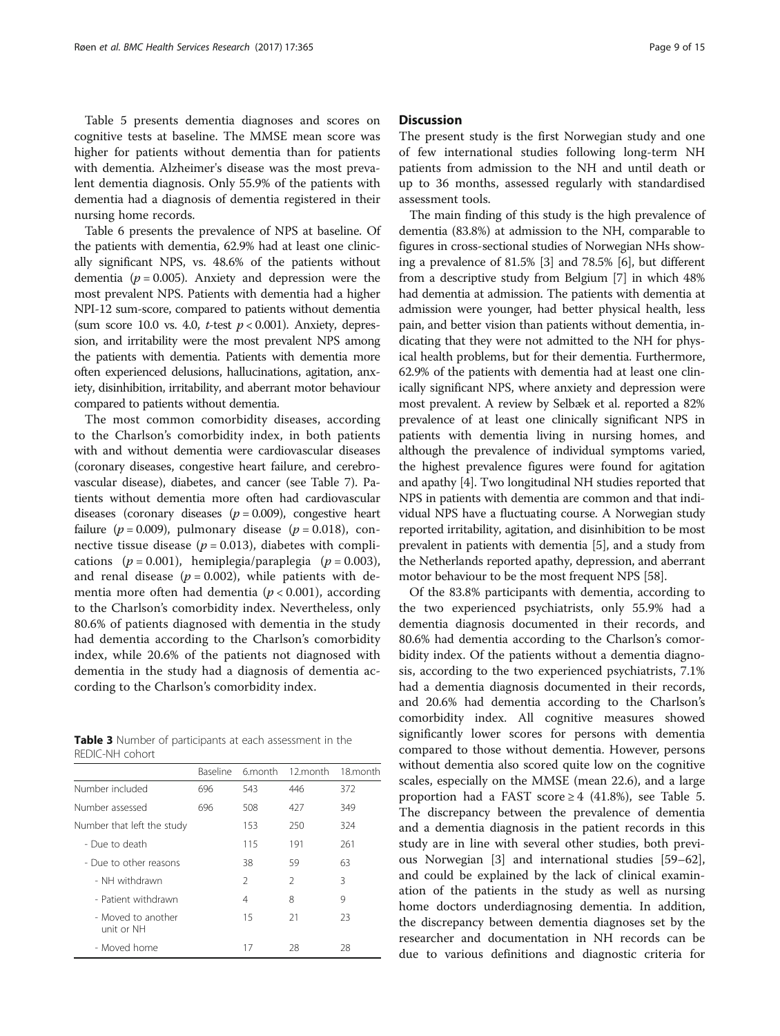Table 5 presents dementia diagnoses and scores on cognitive tests at baseline. The MMSE mean score was higher for patients without dementia than for patients with dementia. Alzheimer's disease was the most prevalent dementia diagnosis. Only 55.9% of the patients with dementia had a diagnosis of dementia registered in their nursing home records.

Table 6 presents the prevalence of NPS at baseline. Of the patients with dementia, 62.9% had at least one clinically significant NPS, vs. 48.6% of the patients without dementia ($p = 0.005$). Anxiety and depression were the most prevalent NPS. Patients with dementia had a higher NPI-12 sum-score, compared to patients without dementia (sum score 10.0 vs. 4.0, *t*-test $p < 0.001$). Anxiety, depression, and irritability were the most prevalent NPS among the patients with dementia. Patients with dementia more often experienced delusions, hallucinations, agitation, anxiety, disinhibition, irritability, and aberrant motor behaviour compared to patients without dementia.

The most common comorbidity diseases, according to the Charlson's comorbidity index, in both patients with and without dementia were cardiovascular diseases (coronary diseases, congestive heart failure, and cerebrovascular disease), diabetes, and cancer (see Table 7). Patients without dementia more often had cardiovascular diseases (coronary diseases ($p = 0.009$), congestive heart failure ($p = 0.009$), pulmonary disease ($p = 0.018$), connective tissue disease ($p = 0.013$), diabetes with complications ($p = 0.001$), hemiplegia/paraplegia ($p = 0.003$), and renal disease ($p = 0.002$), while patients with dementia more often had dementia ($p < 0.001$), according to the Charlson's comorbidity index. Nevertheless, only 80.6% of patients diagnosed with dementia in the study had dementia according to the Charlson's comorbidity index, while 20.6% of the patients not diagnosed with dementia in the study had a diagnosis of dementia according to the Charlson's comorbidity index.

**Table 3** Number of participants at each assessment in the REDIC-NH cohort

| | Baseline | 6.month | 12.month | 18.month |
|---|---|---|---|---|
| Number included | 696 | 543 | 446 | 372 |
| Number assessed | 696 | 508 | 427 | 349 |
| Number that left the study | | 153 | 250 | 324 |
| - Due to death | | 115 | 191 | 261 |
| - Due to other reasons | | 38 | 59 | 63 |
| - NH withdrawn | | 2 | 2 | 3 |
| - Patient withdrawn | | 4 | 8 | 9 |
| - Moved to another unit or NH | | 15 | 21 | 23 |
| - Moved home | | 17 | 28 | 28 |

## Discussion

The present study is the first Norwegian study and one of few international studies following long-term NH patients from admission to the NH and until death or up to 36 months, assessed regularly with standardised assessment tools.

The main finding of this study is the high prevalence of dementia (83.8%) at admission to the NH, comparable to figures in cross-sectional studies of Norwegian NHs showing a prevalence of 81.5% [3] and 78.5% [6], but different from a descriptive study from Belgium [7] in which 48% had dementia at admission. The patients with dementia at admission were younger, had better physical health, less pain, and better vision than patients without dementia, indicating that they were not admitted to the NH for physical health problems, but for their dementia. Furthermore, 62.9% of the patients with dementia had at least one clinically significant NPS, where anxiety and depression were most prevalent. A review by Selbæk et al. reported a 82% prevalence of at least one clinically significant NPS in patients with dementia living in nursing homes, and although the prevalence of individual symptoms varied, the highest prevalence figures were found for agitation and apathy [4]. Two longitudinal NH studies reported that NPS in patients with dementia are common and that individual NPS have a fluctuating course. A Norwegian study reported irritability, agitation, and disinhibition to be most prevalent in patients with dementia [5], and a study from the Netherlands reported apathy, depression, and aberrant motor behaviour to be the most frequent NPS [58].

Of the 83.8% participants with dementia, according to the two experienced psychiatrists, only 55.9% had a dementia diagnosis documented in their records, and 80.6% had dementia according to the Charlson's comorbidity index. Of the patients without a dementia diagnosis, according to the two experienced psychiatrists, 7.1% had a dementia diagnosis documented in their records, and 20.6% had dementia according to the Charlson's comorbidity index. All cognitive measures showed significantly lower scores for persons with dementia compared to those without dementia. However, persons without dementia also scored quite low on the cognitive scales, especially on the MMSE (mean 22.6), and a large proportion had a FAST score $\geq 4$ (41.8%), see Table 5. The discrepancy between the prevalence of dementia and a dementia diagnosis in the patient records in this study are in line with several other studies, both previous Norwegian [3] and international studies [59–62], and could be explained by the lack of clinical examination of the patients in the study as well as nursing home doctors underdiagnosing dementia. In addition, the discrepancy between dementia diagnoses set by the researcher and documentation in NH records can be due to various definitions and diagnostic criteria for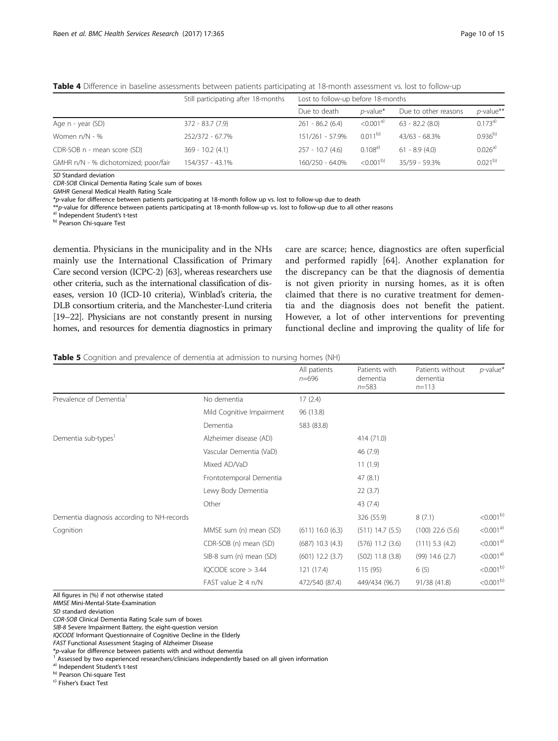**Table 4** Difference in baseline assessments between patients participating at 18-month assessment vs. lost to follow-up

| | Still participating after 18-months | Lost to follow-up before 18-months | | | |
|---|---|---|---|---|---|
| | | Due to death | *p*-value* | Due to other reasons | *p*-value** |
| Age n - year (SD) | 372 - 83.7 (7.9) | 261 - 86.2 (6.4) | <0.001[a)] | 63 - 82.2 (8.0) | 0.173[a)] |
| Women n/N - % | 252/372 - 67.7% | 151/261 - 57.9% | 0.011[b)] | 43/63 - 68.3% | 0.936[b)] |
| CDR-SOB n - mean score (SD) | 369 - 10.2 (4.1) | 257 - 10.7 (4.6) | 0.108[a)] | 61 - 8.9 (4.0) | 0.026[a)] |
| GMHR n/N - % dichotomized; poor/fair | 154/357 - 43.1% | 160/250 - 64.0% | <0.001[b)] | 35/59 - 59.3% | 0.021[b)] |

*SD* Standard deviation
*CDR-SOB* Clinical Dementia Rating Scale sum of boxes
*GMHR* General Medical Health Rating Scale
**p*-value for difference between patients participating at 18-month follow up vs. lost to follow-up due to death
***p*-value for difference between patients participating at 18-month follow-up vs. lost to follow-up due to all other reasons
[a)] Independent Student's t-test
[b)] Pearson Chi-square Test

dementia. Physicians in the municipality and in the NHs mainly use the International Classification of Primary Care second version (ICPC-2) [63], whereas researchers use other criteria, such as the international classification of diseases, version 10 (ICD-10 criteria), Winblad's criteria, the DLB consortium criteria, and the Manchester-Lund criteria [19–22]. Physicians are not constantly present in nursing homes, and resources for dementia diagnostics in primary care are scarce; hence, diagnostics are often superficial and performed rapidly [64]. Another explanation for the discrepancy can be that the diagnosis of dementia is not given priority in nursing homes, as it is often claimed that there is no curative treatment for dementia and the diagnosis does not benefit the patient. However, a lot of other interventions for preventing functional decline and improving the quality of life for

**Table 5** Cognition and prevalence of dementia at admission to nursing homes (NH)

| | | All patients *n*=696 | Patients with dementia *n*=583 | Patients without dementia *n*=113 | *p*-value* |
|---|---|---|---|---|---|
| Prevalence of Dementia[1] | No dementia | 17 (2.4) | | | |
| | Mild Cognitive Impairment | 96 (13.8) | | | |
| | Dementia | 583 (83.8) | | | |
| Dementia sub-types[1] | Alzheimer disease (AD) | | 414 (71.0) | | |
| | Vascular Dementia (VaD) | | 46 (7.9) | | |
| | Mixed AD/VaD | | 11 (1.9) | | |
| | Frontotemporal Dementia | | 47 (8.1) | | |
| | Lewy Body Dementia | | 22 (3.7) | | |
| | Other | | 43 (7.4) | | |
| Dementia diagnosis according to NH-records | | | 326 (55.9) | 8 (7.1) | <0.001[b)] |
| Cognition | MMSE sum (n) mean (SD) | (611) 16.0 (6.3) | (511) 14.7 (5.5) | (100) 22.6 (5.6) | <0.001[a)] |
| | CDR-SOB (n) mean (SD) | (687) 10.3 (4.3) | (576) 11.2 (3.6) | (111) 5.3 (4.2) | <0.001[a)] |
| | SIB-8 sum (n) mean (SD) | (601) 12.2 (3.7) | (502) 11.8 (3.8) | (99) 14.6 (2.7) | <0.001[a)] |
| | IQCODE score > 3.44 | 121 (17.4) | 115 (95) | 6 (5) | <0.001[b)] |
| | FAST value ≥ 4 n/N | 472/540 (87.4) | 449/434 (96.7) | 91/38 (41.8) | <0.001[b)] |

All figures in (%) if not otherwise stated
*MMSE* Mini-Mental-State-Examination
*SD* standard deviation
*CDR-SOB* Clinical Dementia Rating Scale sum of boxes
*SIB-8* Severe Impairment Battery, the eight-question version
*IQCODE* Informant Questionnaire of Cognitive Decline in the Elderly
*FAST* Functional Assessment Staging of Alzheimer Disease
**p*-value for difference between patients with and without dementia
[1] Assessed by two experienced researchers/clinicians independently based on all given information
[a)] Independent Student's t-test
[b)] Pearson Chi-square Test
[c)] Fisher's Exact Test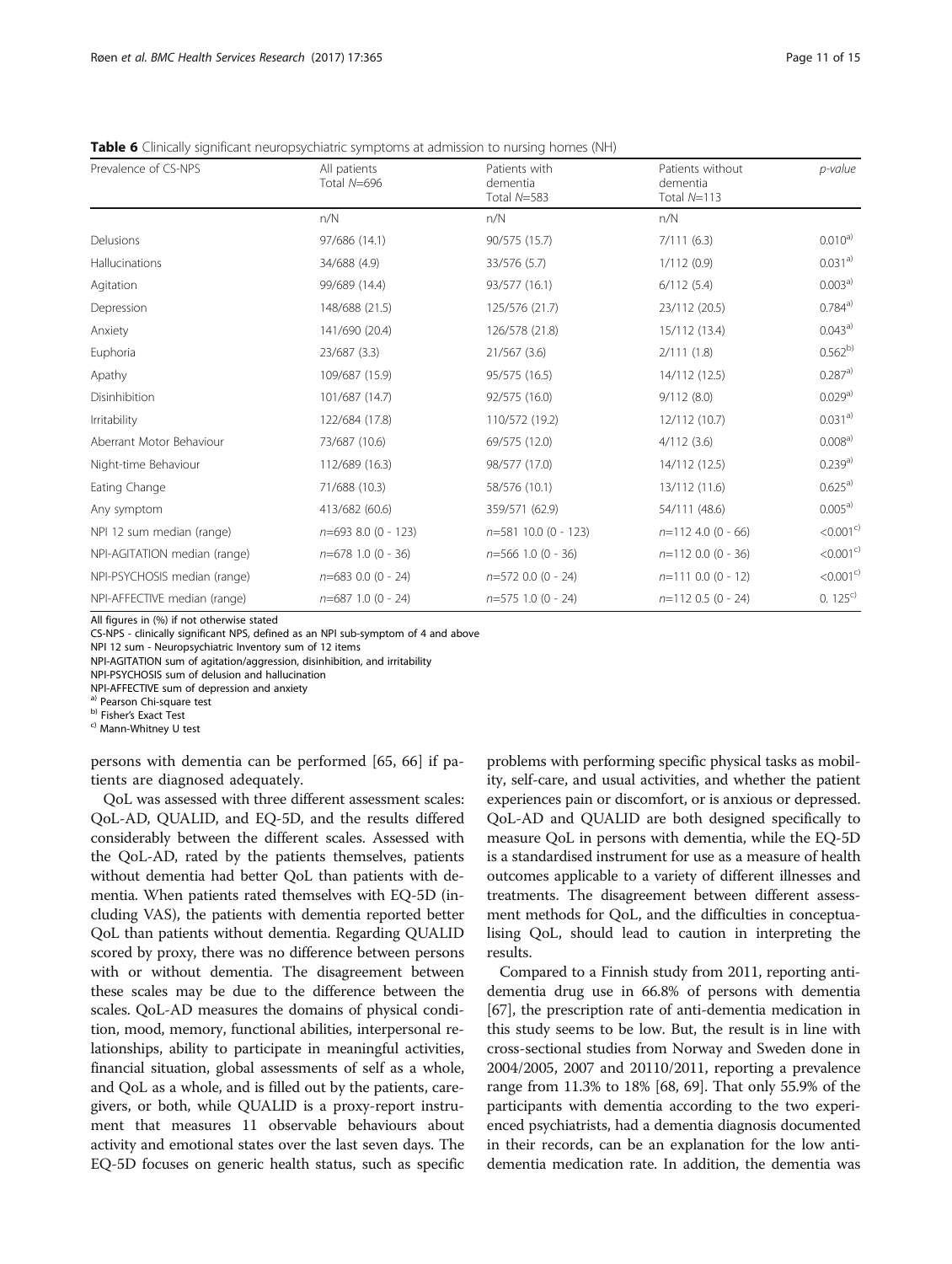**Table 6** Clinically significant neuropsychiatric symptoms at admission to nursing homes (NH)

| Prevalence of CS-NPS | All patients Total $N$=696 | Patients with dementia Total $N$=583 | Patients without dementia Total $N$=113 | *p-value* |
|---|---|---|---|---|
| | n/N | n/N | n/N | |
| Delusions | 97/686 (14.1) | 90/575 (15.7) | 7/111 (6.3) | 0.010[a)] |
| Hallucinations | 34/688 (4.9) | 33/576 (5.7) | 1/112 (0.9) | 0.031[a)] |
| Agitation | 99/689 (14.4) | 93/577 (16.1) | 6/112 (5.4) | 0.003[a)] |
| Depression | 148/688 (21.5) | 125/576 (21.7) | 23/112 (20.5) | 0.784[a)] |
| Anxiety | 141/690 (20.4) | 126/578 (21.8) | 15/112 (13.4) | 0.043[a)] |
| Euphoria | 23/687 (3.3) | 21/567 (3.6) | 2/111 (1.8) | 0.562[b)] |
| Apathy | 109/687 (15.9) | 95/575 (16.5) | 14/112 (12.5) | 0.287[a)] |
| Disinhibition | 101/687 (14.7) | 92/575 (16.0) | 9/112 (8.0) | 0.029[a)] |
| Irritability | 122/684 (17.8) | 110/572 (19.2) | 12/112 (10.7) | 0.031[a)] |
| Aberrant Motor Behaviour | 73/687 (10.6) | 69/575 (12.0) | 4/112 (3.6) | 0.008[a)] |
| Night-time Behaviour | 112/689 (16.3) | 98/577 (17.0) | 14/112 (12.5) | 0.239[a)] |
| Eating Change | 71/688 (10.3) | 58/576 (10.1) | 13/112 (11.6) | 0.625[a)] |
| Any symptom | 413/682 (60.6) | 359/571 (62.9) | 54/111 (48.6) | 0.005[a)] |
| NPI 12 sum median (range) | $n$=693 8.0 (0 - 123) | $n$=581 10.0 (0 - 123) | $n$=112 4.0 (0 - 66) | <0.001[c)] |
| NPI-AGITATION median (range) | $n$=678 1.0 (0 - 36) | $n$=566 1.0 (0 - 36) | $n$=112 0.0 (0 - 36) | <0.001[c)] |
| NPI-PSYCHOSIS median (range) | $n$=683 0.0 (0 - 24) | $n$=572 0.0 (0 - 24) | $n$=111 0.0 (0 - 12) | <0.001[c)] |
| NPI-AFFECTIVE median (range) | $n$=687 1.0 (0 - 24) | $n$=575 1.0 (0 - 24) | $n$=112 0.5 (0 - 24) | 0. 125[c)] |

All figures in (%) if not otherwise stated
CS-NPS - clinically significant NPS, defined as an NPI sub-symptom of 4 and above
NPI 12 sum - Neuropsychiatric Inventory sum of 12 items
NPI-AGITATION sum of agitation/aggression, disinhibition, and irritability
NPI-PSYCHOSIS sum of delusion and hallucination
NPI-AFFECTIVE sum of depression and anxiety
[a)] Pearson Chi-square test
[b)] Fisher's Exact Test
[c)] Mann-Whitney U test

persons with dementia can be performed [65, 66] if patients are diagnosed adequately.

QoL was assessed with three different assessment scales: QoL-AD, QUALID, and EQ-5D, and the results differed considerably between the different scales. Assessed with the QoL-AD, rated by the patients themselves, patients without dementia had better QoL than patients with dementia. When patients rated themselves with EQ-5D (including VAS), the patients with dementia reported better QoL than patients without dementia. Regarding QUALID scored by proxy, there was no difference between persons with or without dementia. The disagreement between these scales may be due to the difference between the scales. QoL-AD measures the domains of physical condition, mood, memory, functional abilities, interpersonal relationships, ability to participate in meaningful activities, financial situation, global assessments of self as a whole, and QoL as a whole, and is filled out by the patients, caregivers, or both, while QUALID is a proxy-report instrument that measures 11 observable behaviours about activity and emotional states over the last seven days. The EQ-5D focuses on generic health status, such as specific problems with performing specific physical tasks as mobility, self-care, and usual activities, and whether the patient experiences pain or discomfort, or is anxious or depressed. QoL-AD and QUALID are both designed specifically to measure QoL in persons with dementia, while the EQ-5D is a standardised instrument for use as a measure of health outcomes applicable to a variety of different illnesses and treatments. The disagreement between different assessment methods for QoL, and the difficulties in conceptualising QoL, should lead to caution in interpreting the results.

Compared to a Finnish study from 2011, reporting anti-dementia drug use in 66.8% of persons with dementia [67], the prescription rate of anti-dementia medication in this study seems to be low. But, the result is in line with cross-sectional studies from Norway and Sweden done in 2004/2005, 2007 and 20110/2011, reporting a prevalence range from 11.3% to 18% [68, 69]. That only 55.9% of the participants with dementia according to the two experienced psychiatrists, had a dementia diagnosis documented in their records, can be an explanation for the low anti-dementia medication rate. In addition, the dementia was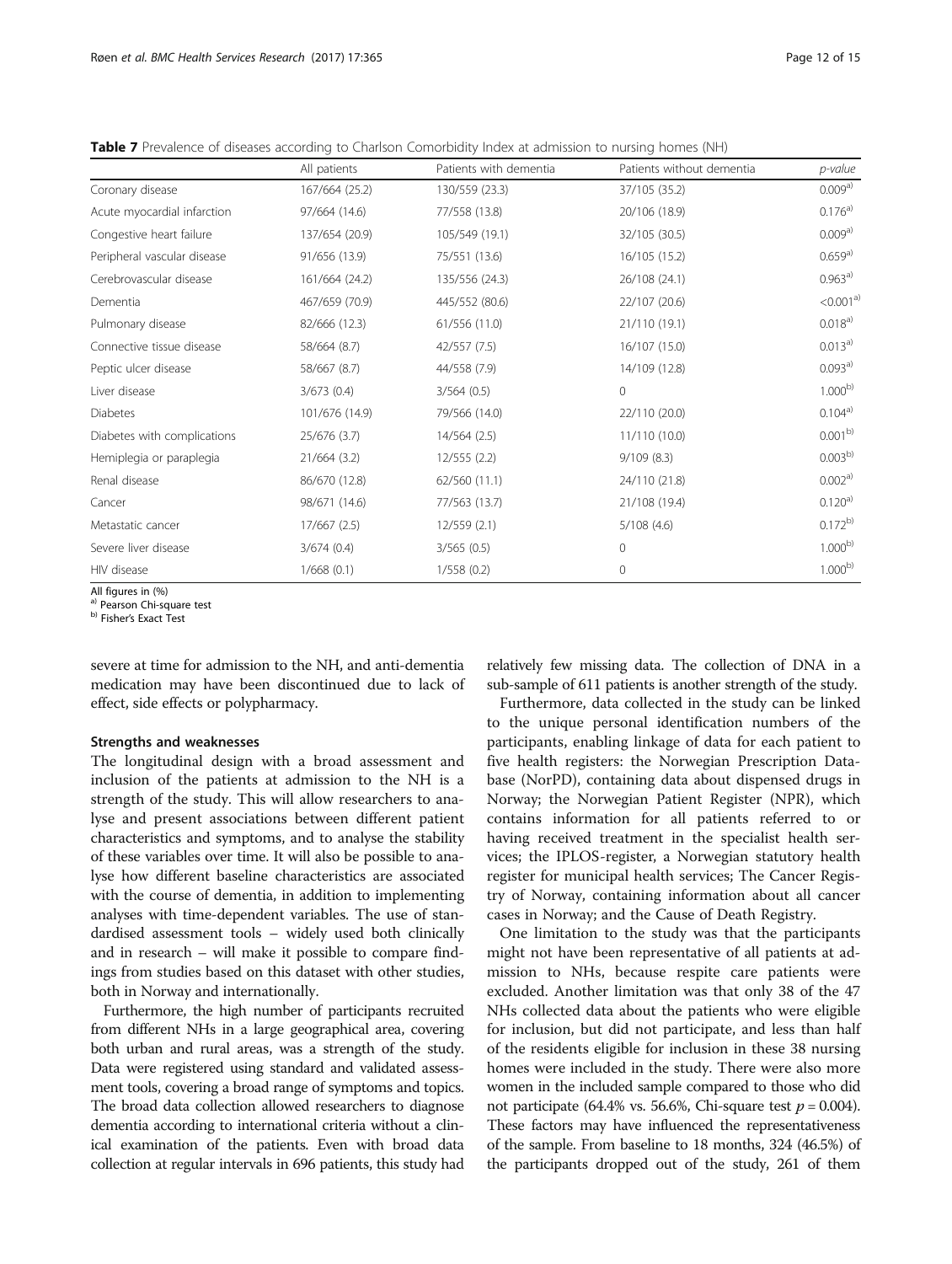**Table 7** Prevalence of diseases according to Charlson Comorbidity Index at admission to nursing homes (NH)

| | All patients | Patients with dementia | Patients without dementia | *p-value* |
|---|---|---|---|---|
| Coronary disease | 167/664 (25.2) | 130/559 (23.3) | 37/105 (35.2) | 0.009[a)] |
| Acute myocardial infarction | 97/664 (14.6) | 77/558 (13.8) | 20/106 (18.9) | 0.176[a)] |
| Congestive heart failure | 137/654 (20.9) | 105/549 (19.1) | 32/105 (30.5) | 0.009[a)] |
| Peripheral vascular disease | 91/656 (13.9) | 75/551 (13.6) | 16/105 (15.2) | 0.659[a)] |
| Cerebrovascular disease | 161/664 (24.2) | 135/556 (24.3) | 26/108 (24.1) | 0.963[a)] |
| Dementia | 467/659 (70.9) | 445/552 (80.6) | 22/107 (20.6) | <0.001[a)] |
| Pulmonary disease | 82/666 (12.3) | 61/556 (11.0) | 21/110 (19.1) | 0.018[a)] |
| Connective tissue disease | 58/664 (8.7) | 42/557 (7.5) | 16/107 (15.0) | 0.013[a)] |
| Peptic ulcer disease | 58/667 (8.7) | 44/558 (7.9) | 14/109 (12.8) | 0.093[a)] |
| Liver disease | 3/673 (0.4) | 3/564 (0.5) | 0 | 1.000[b)] |
| Diabetes | 101/676 (14.9) | 79/566 (14.0) | 22/110 (20.0) | 0.104[a)] |
| Diabetes with complications | 25/676 (3.7) | 14/564 (2.5) | 11/110 (10.0) | 0.001[b)] |
| Hemiplegia or paraplegia | 21/664 (3.2) | 12/555 (2.2) | 9/109 (8.3) | 0.003[b)] |
| Renal disease | 86/670 (12.8) | 62/560 (11.1) | 24/110 (21.8) | 0.002[a)] |
| Cancer | 98/671 (14.6) | 77/563 (13.7) | 21/108 (19.4) | 0.120[a)] |
| Metastatic cancer | 17/667 (2.5) | 12/559 (2.1) | 5/108 (4.6) | 0.172[b)] |
| Severe liver disease | 3/674 (0.4) | 3/565 (0.5) | 0 | 1.000[b)] |
| HIV disease | 1/668 (0.1) | 1/558 (0.2) | 0 | 1.000[b)] |

All figures in (%)
[a)] Pearson Chi-square test
[b)] Fisher's Exact Test

severe at time for admission to the NH, and anti-dementia medication may have been discontinued due to lack of effect, side effects or polypharmacy.

#### Strengths and weaknesses

The longitudinal design with a broad assessment and inclusion of the patients at admission to the NH is a strength of the study. This will allow researchers to analyse and present associations between different patient characteristics and symptoms, and to analyse the stability of these variables over time. It will also be possible to analyse how different baseline characteristics are associated with the course of dementia, in addition to implementing analyses with time-dependent variables. The use of standardised assessment tools – widely used both clinically and in research – will make it possible to compare findings from studies based on this dataset with other studies, both in Norway and internationally.

Furthermore, the high number of participants recruited from different NHs in a large geographical area, covering both urban and rural areas, was a strength of the study. Data were registered using standard and validated assessment tools, covering a broad range of symptoms and topics. The broad data collection allowed researchers to diagnose dementia according to international criteria without a clinical examination of the patients. Even with broad data collection at regular intervals in 696 patients, this study had relatively few missing data. The collection of DNA in a sub-sample of 611 patients is another strength of the study.

Furthermore, data collected in the study can be linked to the unique personal identification numbers of the participants, enabling linkage of data for each patient to five health registers: the Norwegian Prescription Database (NorPD), containing data about dispensed drugs in Norway; the Norwegian Patient Register (NPR), which contains information for all patients referred to or having received treatment in the specialist health services; the IPLOS-register, a Norwegian statutory health register for municipal health services; The Cancer Registry of Norway, containing information about all cancer cases in Norway; and the Cause of Death Registry.

One limitation to the study was that the participants might not have been representative of all patients at admission to NHs, because respite care patients were excluded. Another limitation was that only 38 of the 47 NHs collected data about the patients who were eligible for inclusion, but did not participate, and less than half of the residents eligible for inclusion in these 38 nursing homes were included in the study. There were also more women in the included sample compared to those who did not participate (64.4% vs. 56.6%, Chi-square test $p = 0.004$). These factors may have influenced the representativeness of the sample. From baseline to 18 months, 324 (46.5%) of the participants dropped out of the study, 261 of them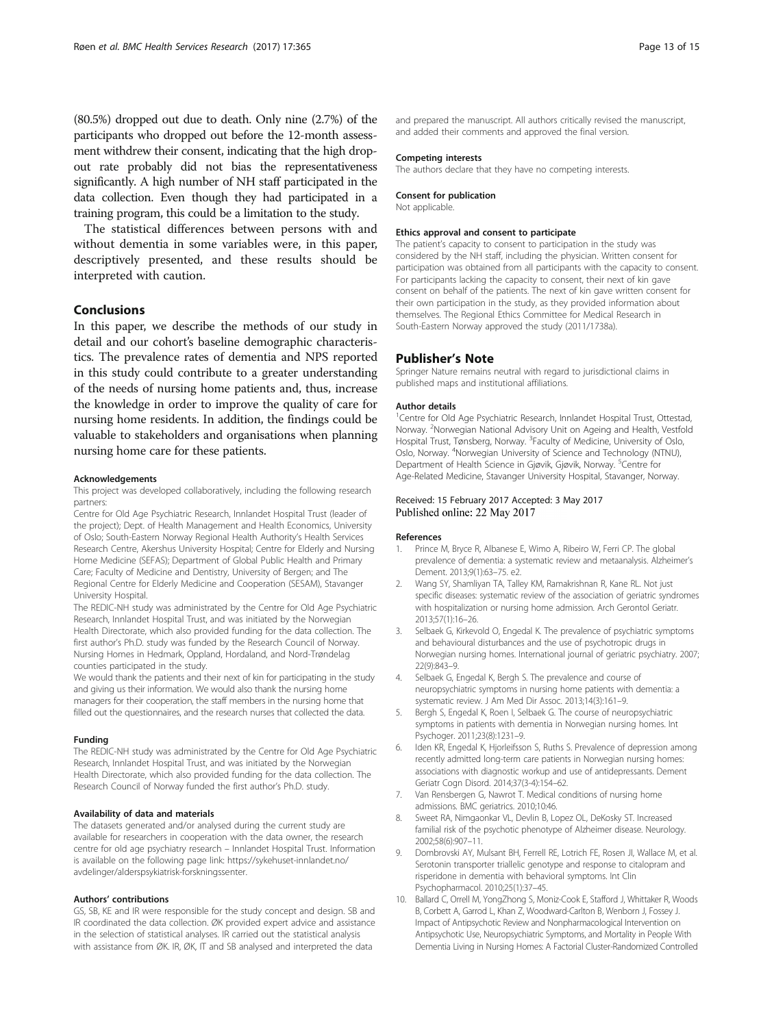(80.5%) dropped out due to death. Only nine (2.7%) of the participants who dropped out before the 12-month assessment withdrew their consent, indicating that the high dropout rate probably did not bias the representativeness significantly. A high number of NH staff participated in the data collection. Even though they had participated in a training program, this could be a limitation to the study.

The statistical differences between persons with and without dementia in some variables were, in this paper, descriptively presented, and these results should be interpreted with caution.

## Conclusions

In this paper, we describe the methods of our study in detail and our cohort's baseline demographic characteristics. The prevalence rates of dementia and NPS reported in this study could contribute to a greater understanding of the needs of nursing home patients and, thus, increase the knowledge in order to improve the quality of care for nursing home residents. In addition, the findings could be valuable to stakeholders and organisations when planning nursing home care for these patients.

#### Acknowledgements

This project was developed collaboratively, including the following research partners:

Centre for Old Age Psychiatric Research, Innlandet Hospital Trust (leader of the project); Dept. of Health Management and Health Economics, University of Oslo; South-Eastern Norway Regional Health Authority's Health Services Research Centre, Akershus University Hospital; Centre for Elderly and Nursing Home Medicine (SEFAS); Department of Global Public Health and Primary Care; Faculty of Medicine and Dentistry, University of Bergen; and The Regional Centre for Elderly Medicine and Cooperation (SESAM), Stavanger University Hospital.

The REDIC-NH study was administrated by the Centre for Old Age Psychiatric Research, Innlandet Hospital Trust, and was initiated by the Norwegian Health Directorate, which also provided funding for the data collection. The first author's Ph.D. study was funded by the Research Council of Norway. Nursing Homes in Hedmark, Oppland, Hordaland, and Nord-Trøndelag counties participated in the study.

We would thank the patients and their next of kin for participating in the study and giving us their information. We would also thank the nursing home managers for their cooperation, the staff members in the nursing home that filled out the questionnaires, and the research nurses that collected the data.

#### Funding

The REDIC-NH study was administrated by the Centre for Old Age Psychiatric Research, Innlandet Hospital Trust, and was initiated by the Norwegian Health Directorate, which also provided funding for the data collection. The Research Council of Norway funded the first author's Ph.D. study.

#### Availability of data and materials

The datasets generated and/or analysed during the current study are available for researchers in cooperation with the data owner, the research centre for old age psychiatry research – Innlandet Hospital Trust. Information is available on the following page link: https://sykehuset-innlandet.no/avdelinger/alderspsykiatrisk-forskningssenter.

#### Authors' contributions

GS, SB, KE and IR were responsible for the study concept and design. SB and IR coordinated the data collection. ØK provided expert advice and assistance in the selection of statistical analyses. IR carried out the statistical analysis with assistance from ØK. IR, ØK, IT and SB analysed and interpreted the data and prepared the manuscript. All authors critically revised the manuscript, and added their comments and approved the final version.

#### Competing interests

The authors declare that they have no competing interests.

#### Consent for publication

Not applicable.

#### Ethics approval and consent to participate

The patient's capacity to consent to participation in the study was considered by the NH staff, including the physician. Written consent for participation was obtained from all participants with the capacity to consent. For participants lacking the capacity to consent, their next of kin gave consent on behalf of the patients. The next of kin gave written consent for their own participation in the study, as they provided information about themselves. The Regional Ethics Committee for Medical Research in South-Eastern Norway approved the study (2011/1738a).

## Publisher's Note

Springer Nature remains neutral with regard to jurisdictional claims in published maps and institutional affiliations.

#### Author details

[1]Centre for Old Age Psychiatric Research, Innlandet Hospital Trust, Ottestad, Norway. [2]Norwegian National Advisory Unit on Ageing and Health, Vestfold Hospital Trust, Tønsberg, Norway. [3]Faculty of Medicine, University of Oslo, Oslo, Norway. [4]Norwegian University of Science and Technology (NTNU), Department of Health Science in Gjøvik, Gjøvik, Norway. [5]Centre for Age-Related Medicine, Stavanger University Hospital, Stavanger, Norway.

Received: 15 February 2017 Accepted: 3 May 2017
Published online: 22 May 2017

#### References

1. Prince M, Bryce R, Albanese E, Wimo A, Ribeiro W, Ferri CP. The global prevalence of dementia: a systematic review and metaanalysis. Alzheimer's Dement. 2013;9(1):63–75. e2.
2. Wang SY, Shamliyan TA, Talley KM, Ramakrishnan R, Kane RL. Not just specific diseases: systematic review of the association of geriatric syndromes with hospitalization or nursing home admission. Arch Gerontol Geriatr. 2013;57(1):16–26.
3. Selbaek G, Kirkevold O, Engedal K. The prevalence of psychiatric symptoms and behavioural disturbances and the use of psychotropic drugs in Norwegian nursing homes. International journal of geriatric psychiatry. 2007;22(9):843–9.
4. Selbaek G, Engedal K, Bergh S. The prevalence and course of neuropsychiatric symptoms in nursing home patients with dementia: a systematic review. J Am Med Dir Assoc. 2013;14(3):161–9.
5. Bergh S, Engedal K, Roen I, Selbaek G. The course of neuropsychiatric symptoms in patients with dementia in Norwegian nursing homes. Int Psychoger. 2011;23(8):1231–9.
6. Iden KR, Engedal K, Hjorleifsson S, Ruths S. Prevalence of depression among recently admitted long-term care patients in Norwegian nursing homes: associations with diagnostic workup and use of antidepressants. Dement Geriatr Cogn Disord. 2014;37(3-4):154–62.
7. Van Rensbergen G, Nawrot T. Medical conditions of nursing home admissions. BMC geriatrics. 2010;10:46.
8. Sweet RA, Nimgaonkar VL, Devlin B, Lopez OL, DeKosky ST. Increased familial risk of the psychotic phenotype of Alzheimer disease. Neurology. 2002;58(6):907–11.
9. Dombrovski AY, Mulsant BH, Ferrell RE, Lotrich FE, Rosen JI, Wallace M, et al. Serotonin transporter triallelic genotype and response to citalopram and risperidone in dementia with behavioral symptoms. Int Clin Psychopharmacol. 2010;25(1):37–45.
10. Ballard C, Orrell M, YongZhong S, Moniz-Cook E, Stafford J, Whittaker R, Woods B, Corbett A, Garrod L, Khan Z, Woodward-Carlton B, Wenborn J, Fossey J. Impact of Antipsychotic Review and Nonpharmacological Intervention on Antipsychotic Use, Neuropsychiatric Symptoms, and Mortality in People With Dementia Living in Nursing Homes: A Factorial Cluster-Randomized Controlled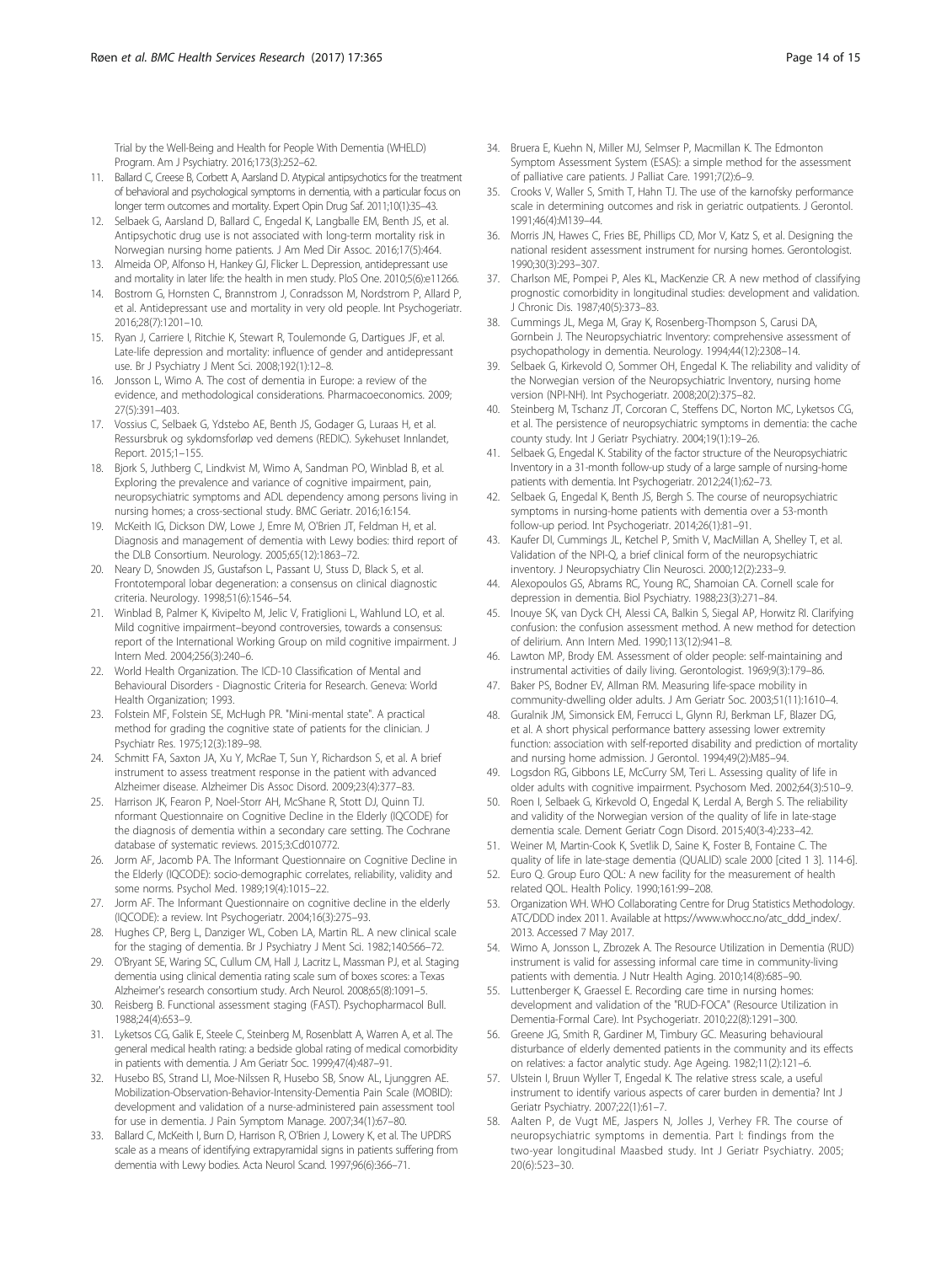Trial by the Well-Being and Health for People With Dementia (WHELD) Program. Am J Psychiatry. 2016;173(3):252–62.

11. Ballard C, Creese B, Corbett A, Aarsland D. Atypical antipsychotics for the treatment of behavioral and psychological symptoms in dementia, with a particular focus on longer term outcomes and mortality. Expert Opin Drug Saf. 2011;10(1):35–43.
12. Selbaek G, Aarsland D, Ballard C, Engedal K, Langballe EM, Benth JS, et al. Antipsychotic drug use is not associated with long-term mortality risk in Norwegian nursing home patients. J Am Med Dir Assoc. 2016;17(5):464.
13. Almeida OP, Alfonso H, Hankey GJ, Flicker L. Depression, antidepressant use and mortality in later life: the health in men study. PloS One. 2010;5(6):e11266.
14. Bostrom G, Hornsten C, Brannstrom J, Conradsson M, Nordstrom P, Allard P, et al. Antidepressant use and mortality in very old people. Int Psychogeriatr. 2016;28(7):1201–10.
15. Ryan J, Carriere I, Ritchie K, Stewart R, Toulemonde G, Dartigues JF, et al. Late-life depression and mortality: influence of gender and antidepressant use. Br J Psychiatry J Ment Sci. 2008;192(1):12–8.
16. Jonsson L, Wimo A. The cost of dementia in Europe: a review of the evidence, and methodological considerations. Pharmacoeconomics. 2009; 27(5):391–403.
17. Vossius C, Selbaek G, Ydstebo AE, Benth JS, Godager G, Luraas H, et al. Ressursbruk og sykdomsforløp ved demens (REDIC). Sykehuset Innlandet, Report. 2015;1–155.
18. Bjork S, Juthberg C, Lindkvist M, Wimo A, Sandman PO, Winblad B, et al. Exploring the prevalence and variance of cognitive impairment, pain, neuropsychiatric symptoms and ADL dependency among persons living in nursing homes; a cross-sectional study. BMC Geriatr. 2016;16:154.
19. McKeith IG, Dickson DW, Lowe J, Emre M, O'Brien JT, Feldman H, et al. Diagnosis and management of dementia with Lewy bodies: third report of the DLB Consortium. Neurology. 2005;65(12):1863–72.
20. Neary D, Snowden JS, Gustafson L, Passant U, Stuss D, Black S, et al. Frontotemporal lobar degeneration: a consensus on clinical diagnostic criteria. Neurology. 1998;51(6):1546–54.
21. Winblad B, Palmer K, Kivipelto M, Jelic V, Fratiglioni L, Wahlund LO, et al. Mild cognitive impairment–beyond controversies, towards a consensus: report of the International Working Group on mild cognitive impairment. J Intern Med. 2004;256(3):240–6.
22. World Health Organization. The ICD-10 Classification of Mental and Behavioural Disorders - Diagnostic Criteria for Research. Geneva: World Health Organization; 1993.
23. Folstein MF, Folstein SE, McHugh PR. "Mini-mental state". A practical method for grading the cognitive state of patients for the clinician. J Psychiatr Res. 1975;12(3):189–98.
24. Schmitt FA, Saxton JA, Xu Y, McRae T, Sun Y, Richardson S, et al. A brief instrument to assess treatment response in the patient with advanced Alzheimer disease. Alzheimer Dis Assoc Disord. 2009;23(4):377–83.
25. Harrison JK, Fearon P, Noel-Storr AH, McShane R, Stott DJ, Quinn TJ. nformant Questionnaire on Cognitive Decline in the Elderly (IQCODE) for the diagnosis of dementia within a secondary care setting. The Cochrane database of systematic reviews. 2015;3:Cd010772.
26. Jorm AF, Jacomb PA. The Informant Questionnaire on Cognitive Decline in the Elderly (IQCODE): socio-demographic correlates, reliability, validity and some norms. Psychol Med. 1989;19(4):1015–22.
27. Jorm AF. The Informant Questionnaire on cognitive decline in the elderly (IQCODE): a review. Int Psychogeriatr. 2004;16(3):275–93.
28. Hughes CP, Berg L, Danziger WL, Coben LA, Martin RL. A new clinical scale for the staging of dementia. Br J Psychiatry J Ment Sci. 1982;140:566–72.
29. O'Bryant SE, Waring SC, Cullum CM, Hall J, Lacritz L, Massman PJ, et al. Staging dementia using clinical dementia rating scale sum of boxes scores: a Texas Alzheimer's research consortium study. Arch Neurol. 2008;65(8):1091–5.
30. Reisberg B. Functional assessment staging (FAST). Psychopharmacol Bull. 1988;24(4):653–9.
31. Lyketsos CG, Galik E, Steele C, Steinberg M, Rosenblatt A, Warren A, et al. The general medical health rating: a bedside global rating of medical comorbidity in patients with dementia. J Am Geriatr Soc. 1999;47(4):487–91.
32. Husebo BS, Strand LI, Moe-Nilssen R, Husebo SB, Snow AL, Ljunggren AE. Mobilization-Observation-Behavior-Intensity-Dementia Pain Scale (MOBID): development and validation of a nurse-administered pain assessment tool for use in dementia. J Pain Symptom Manage. 2007;34(1):67–80.
33. Ballard C, McKeith I, Burn D, Harrison R, O'Brien J, Lowery K, et al. The UPDRS scale as a means of identifying extrapyramidal signs in patients suffering from dementia with Lewy bodies. Acta Neurol Scand. 1997;96(6):366–71.
34. Bruera E, Kuehn N, Miller MJ, Selmser P, Macmillan K. The Edmonton Symptom Assessment System (ESAS): a simple method for the assessment of palliative care patients. J Palliat Care. 1991;7(2):6–9.
35. Crooks V, Waller S, Smith T, Hahn TJ. The use of the karnofsky performance scale in determining outcomes and risk in geriatric outpatients. J Gerontol. 1991;46(4):M139–44.
36. Morris JN, Hawes C, Fries BE, Phillips CD, Mor V, Katz S, et al. Designing the national resident assessment instrument for nursing homes. Gerontologist. 1990;30(3):293–307.
37. Charlson ME, Pompei P, Ales KL, MacKenzie CR. A new method of classifying prognostic comorbidity in longitudinal studies: development and validation. J Chronic Dis. 1987;40(5):373–83.
38. Cummings JL, Mega M, Gray K, Rosenberg-Thompson S, Carusi DA, Gornbein J. The Neuropsychiatric Inventory: comprehensive assessment of psychopathology in dementia. Neurology. 1994;44(12):2308–14.
39. Selbaek G, Kirkevold O, Sommer OH, Engedal K. The reliability and validity of the Norwegian version of the Neuropsychiatric Inventory, nursing home version (NPI-NH). Int Psychogeriatr. 2008;20(2):375–82.
40. Steinberg M, Tschanz JT, Corcoran C, Steffens DC, Norton MC, Lyketsos CG, et al. The persistence of neuropsychiatric symptoms in dementia: the cache county study. Int J Geriatr Psychiatry. 2004;19(1):19–26.
41. Selbaek G, Engedal K. Stability of the factor structure of the Neuropsychiatric Inventory in a 31-month follow-up study of a large sample of nursing-home patients with dementia. Int Psychogeriatr. 2012;24(1):62–73.
42. Selbaek G, Engedal K, Benth JS, Bergh S. The course of neuropsychiatric symptoms in nursing-home patients with dementia over a 53-month follow-up period. Int Psychogeriatr. 2014;26(1):81–91.
43. Kaufer DI, Cummings JL, Ketchel P, Smith V, MacMillan A, Shelley T, et al. Validation of the NPI-Q, a brief clinical form of the neuropsychiatric inventory. J Neuropsychiatry Clin Neurosci. 2000;12(2):233–9.
44. Alexopoulos GS, Abrams RC, Young RC, Shamoian CA. Cornell scale for depression in dementia. Biol Psychiatry. 1988;23(3):271–84.
45. Inouye SK, van Dyck CH, Alessi CA, Balkin S, Siegal AP, Horwitz RI. Clarifying confusion: the confusion assessment method. A new method for detection of delirium. Ann Intern Med. 1990;113(12):941–8.
46. Lawton MP, Brody EM. Assessment of older people: self-maintaining and instrumental activities of daily living. Gerontologist. 1969;9(3):179–86.
47. Baker PS, Bodner EV, Allman RM. Measuring life-space mobility in community-dwelling older adults. J Am Geriatr Soc. 2003;51(11):1610–4.
48. Guralnik JM, Simonsick EM, Ferrucci L, Glynn RJ, Berkman LF, Blazer DG, et al. A short physical performance battery assessing lower extremity function: association with self-reported disability and prediction of mortality and nursing home admission. J Gerontol. 1994;49(2):M85–94.
49. Logsdon RG, Gibbons LE, McCurry SM, Teri L. Assessing quality of life in older adults with cognitive impairment. Psychosom Med. 2002;64(3):510–9.
50. Roen I, Selbaek G, Kirkevold O, Engedal K, Lerdal A, Bergh S. The reliability and validity of the Norwegian version of the quality of life in late-stage dementia scale. Dement Geriatr Cogn Disord. 2015;40(3-4):233–42.
51. Weiner M, Martin-Cook K, Svetlik D, Saine K, Foster B, Fontaine C. The quality of life in late-stage dementia (QUALID) scale 2000 [cited 1 3]. 114-6].
52. Euro Q. Group Euro QOL: A new facility for the measurement of health related QOL. Health Policy. 1990;161:99–208.
53. Organization WH. WHO Collaborating Centre for Drug Statistics Methodology. ATC/DDD index 2011. Available at https://www.whocc.no/atc_ddd_index/. 2013. Accessed 7 May 2017.
54. Wimo A, Jonsson L, Zbrozek A. The Resource Utilization in Dementia (RUD) instrument is valid for assessing informal care time in community-living patients with dementia. J Nutr Health Aging. 2010;14(8):685–90.
55. Luttenberger K, Graessel E. Recording care time in nursing homes: development and validation of the "RUD-FOCA" (Resource Utilization in Dementia-Formal Care). Int Psychogeriatr. 2010;22(8):1291–300.
56. Greene JG, Smith R, Gardiner M, Timbury GC. Measuring behavioural disturbance of elderly demented patients in the community and its effects on relatives: a factor analytic study. Age Ageing. 1982;11(2):121–6.
57. Ulstein I, Bruun Wyller T, Engedal K. The relative stress scale, a useful instrument to identify various aspects of carer burden in dementia? Int J Geriatr Psychiatry. 2007;22(1):61–7.
58. Aalten P, de Vugt ME, Jaspers N, Jolles J, Verhey FR. The course of neuropsychiatric symptoms in dementia. Part I: findings from the two-year longitudinal Maasbed study. Int J Geriatr Psychiatry. 2005; 20(6):523–30.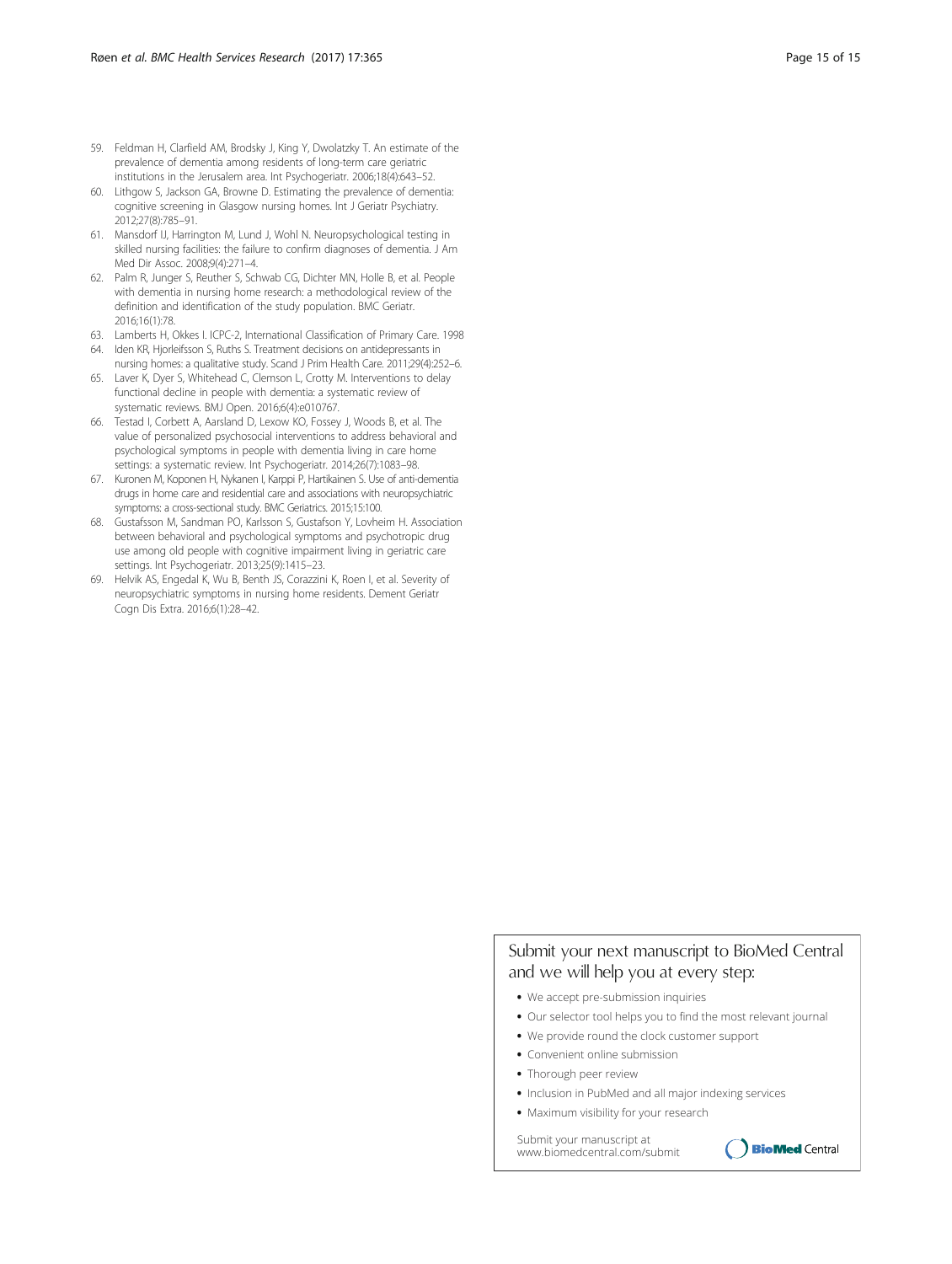59. Feldman H, Clarfield AM, Brodsky J, King Y, Dwolatzky T. An estimate of the prevalence of dementia among residents of long-term care geriatric institutions in the Jerusalem area. Int Psychogeriatr. 2006;18(4):643–52.
60. Lithgow S, Jackson GA, Browne D. Estimating the prevalence of dementia: cognitive screening in Glasgow nursing homes. Int J Geriatr Psychiatry. 2012;27(8):785–91.
61. Mansdorf IJ, Harrington M, Lund J, Wohl N. Neuropsychological testing in skilled nursing facilities: the failure to confirm diagnoses of dementia. J Am Med Dir Assoc. 2008;9(4):271–4.
62. Palm R, Junger S, Reuther S, Schwab CG, Dichter MN, Holle B, et al. People with dementia in nursing home research: a methodological review of the definition and identification of the study population. BMC Geriatr. 2016;16(1):78.
63. Lamberts H, Okkes I. ICPC-2, International Classification of Primary Care. 1998
64. Iden KR, Hjorleifsson S, Ruths S. Treatment decisions on antidepressants in nursing homes: a qualitative study. Scand J Prim Health Care. 2011;29(4):252–6.
65. Laver K, Dyer S, Whitehead C, Clemson L, Crotty M. Interventions to delay functional decline in people with dementia: a systematic review of systematic reviews. BMJ Open. 2016;6(4):e010767.
66. Testad I, Corbett A, Aarsland D, Lexow KO, Fossey J, Woods B, et al. The value of personalized psychosocial interventions to address behavioral and psychological symptoms in people with dementia living in care home settings: a systematic review. Int Psychogeriatr. 2014;26(7):1083–98.
67. Kuronen M, Koponen H, Nykanen I, Karppi P, Hartikainen S. Use of anti-dementia drugs in home care and residential care and associations with neuropsychiatric symptoms: a cross-sectional study. BMC Geriatrics. 2015;15:100.
68. Gustafsson M, Sandman PO, Karlsson S, Gustafson Y, Lovheim H. Association between behavioral and psychological symptoms and psychotropic drug use among old people with cognitive impairment living in geriatric care settings. Int Psychogeriatr. 2013;25(9):1415–23.
69. Helvik AS, Engedal K, Wu B, Benth JS, Corazzini K, Roen I, et al. Severity of neuropsychiatric symptoms in nursing home residents. Dement Geriatr Cogn Dis Extra. 2016;6(1):28–42.

Submit your next manuscript to BioMed Central and we will help you at every step:

- We accept pre-submission inquiries
- Our selector tool helps you to find the most relevant journal
- We provide round the clock customer support
- Convenient online submission
- Thorough peer review
- Inclusion in PubMed and all major indexing services
- Maximum visibility for your research

Submit your manuscript at www.biomedcentral.com/submit

BioMed Central